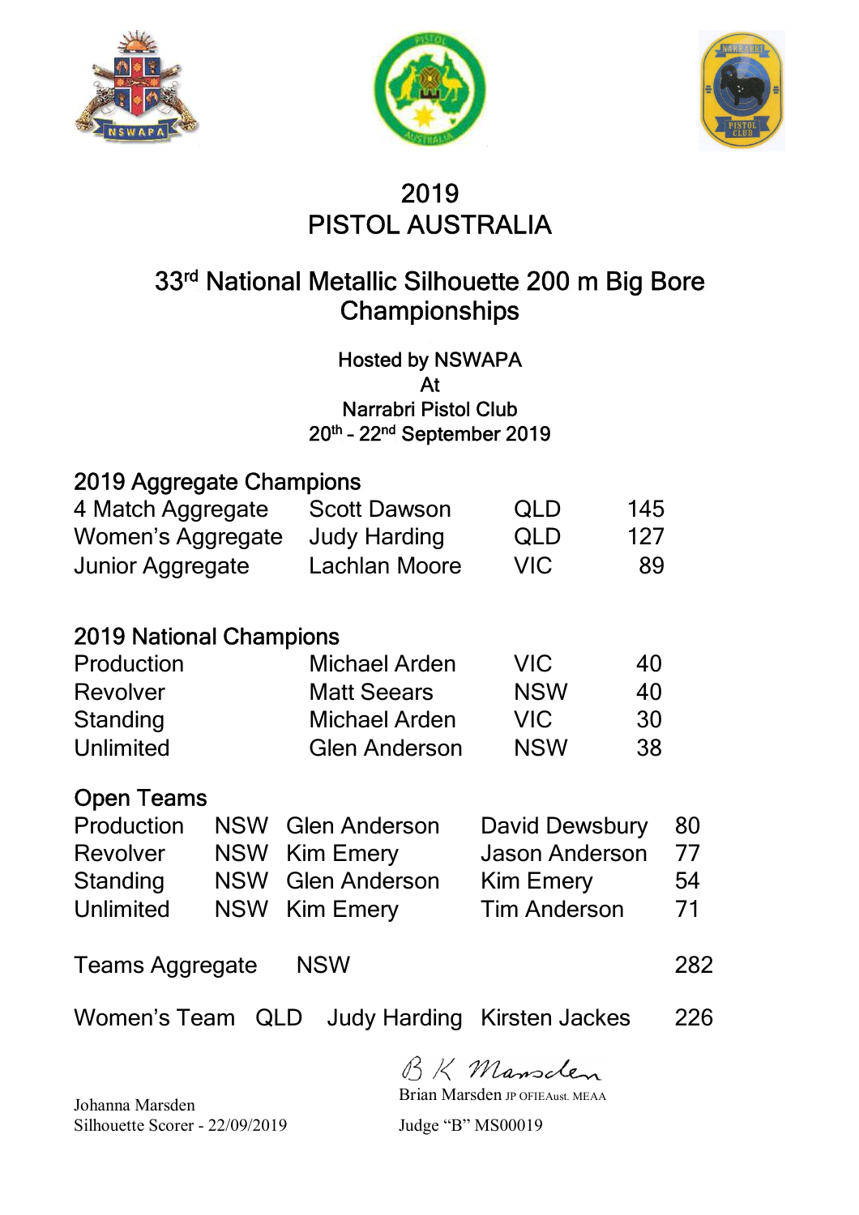# 2019
# PISTOL AUSTRALIA

## 33rd National Metallic Silhouette 200 m Big Bore Championships

Hosted by NSWAPA
At
Narrabri Pistol Club
20th - 22nd September 2019

### 2019 Aggregate Champions

| | | | |
|---|---|---|---|
| 4 Match Aggregate | Scott Dawson | QLD | 145 |
| Women's Aggregate | Judy Harding | QLD | 127 |
| Junior Aggregate | Lachlan Moore | VIC | 89 |

### 2019 National Champions

| | | | |
|---|---|---|---|
| Production | Michael Arden | VIC | 40 |
| Revolver | Matt Seears | NSW | 40 |
| Standing | Michael Arden | VIC | 30 |
| Unlimited | Glen Anderson | NSW | 38 |

### Open Teams

| | | | | |
|---|---|---|---|---|
| Production | NSW | Glen Anderson | David Dewsbury | 80 |
| Revolver | NSW | Kim Emery | Jason Anderson | 77 |
| Standing | NSW | Glen Anderson | Kim Emery | 54 |
| Unlimited | NSW | Kim Emery | Tim Anderson | 71 |

Teams Aggregate NSW 282

Women's Team QLD Judy Harding Kirsten Jackes 226

Johanna Marsden
Silhouette Scorer - 22/09/2019

B K Marsden
Brian Marsden JP OFIEAust. MEAA
Judge "B" MS00019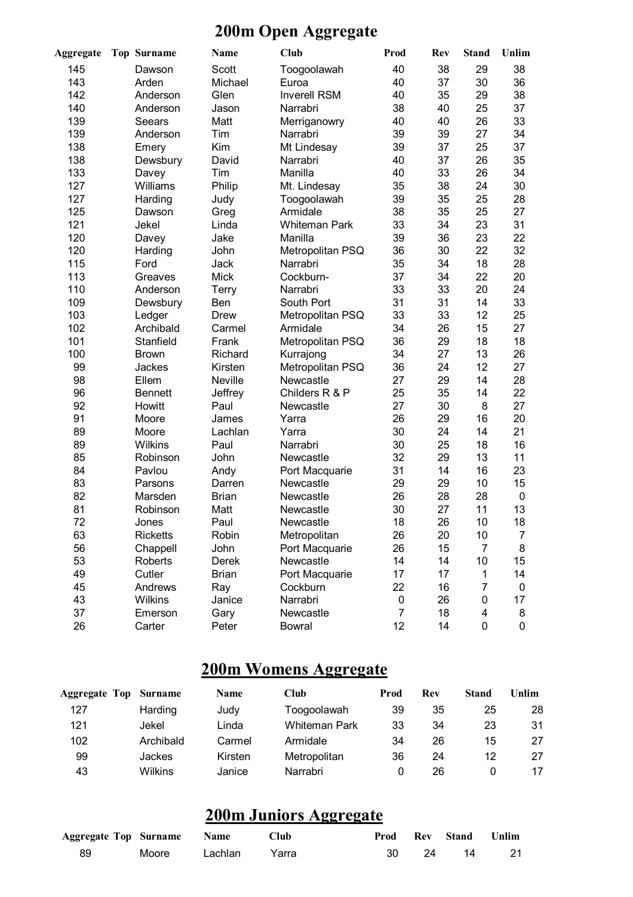# 200m Open Aggregate

| Aggregate | Top | Surname | Name | Club | Prod | Rev | Stand | Unlim |
|---|---|---|---|---|---|---|---|---|
| 145 | | Dawson | Scott | Toogoolawah | 40 | 38 | 29 | 38 |
| 143 | | Arden | Michael | Euroa | 40 | 37 | 30 | 36 |
| 142 | | Anderson | Glen | Inverell RSM | 40 | 35 | 29 | 38 |
| 140 | | Anderson | Jason | Narrabri | 38 | 40 | 25 | 37 |
| 139 | | Seears | Matt | Merriganowry | 40 | 40 | 26 | 33 |
| 139 | | Anderson | Tim | Narrabri | 39 | 39 | 27 | 34 |
| 138 | | Emery | Kim | Mt Lindesay | 39 | 37 | 25 | 37 |
| 138 | | Dewsbury | David | Narrabri | 40 | 37 | 26 | 35 |
| 133 | | Davey | Tim | Manilla | 40 | 33 | 26 | 34 |
| 127 | | Williams | Philip | Mt. Lindesay | 35 | 38 | 24 | 30 |
| 127 | | Harding | Judy | Toogoolawah | 39 | 35 | 25 | 28 |
| 125 | | Dawson | Greg | Armidale | 38 | 35 | 25 | 27 |
| 121 | | Jekel | Linda | Whiteman Park | 33 | 34 | 23 | 31 |
| 120 | | Davey | Jake | Manilla | 39 | 36 | 23 | 22 |
| 120 | | Harding | John | Metropolitan PSQ | 36 | 30 | 22 | 32 |
| 115 | | Ford | Jack | Narrabri | 35 | 34 | 18 | 28 |
| 113 | | Greaves | Mick | Cockburn- | 37 | 34 | 22 | 20 |
| 110 | | Anderson | Terry | Narrabri | 33 | 33 | 20 | 24 |
| 109 | | Dewsbury | Ben | South Port | 31 | 31 | 14 | 33 |
| 103 | | Ledger | Drew | Metropolitan PSQ | 33 | 33 | 12 | 25 |
| 102 | | Archibald | Carmel | Armidale | 34 | 26 | 15 | 27 |
| 101 | | Stanfield | Frank | Metropolitan PSQ | 36 | 29 | 18 | 18 |
| 100 | | Brown | Richard | Kurrajong | 34 | 27 | 13 | 26 |
| 99 | | Jackes | Kirsten | Metropolitan PSQ | 36 | 24 | 12 | 27 |
| 98 | | Ellem | Neville | Newcastle | 27 | 29 | 14 | 28 |
| 96 | | Bennett | Jeffrey | Childers R & P | 25 | 35 | 14 | 22 |
| 92 | | Howitt | Paul | Newcastle | 27 | 30 | 8 | 27 |
| 91 | | Moore | James | Yarra | 26 | 29 | 16 | 20 |
| 89 | | Moore | Lachlan | Yarra | 30 | 24 | 14 | 21 |
| 89 | | Wilkins | Paul | Narrabri | 30 | 25 | 18 | 16 |
| 85 | | Robinson | John | Newcastle | 32 | 29 | 13 | 11 |
| 84 | | Pavlou | Andy | Port Macquarie | 31 | 14 | 16 | 23 |
| 83 | | Parsons | Darren | Newcastle | 29 | 29 | 10 | 15 |
| 82 | | Marsden | Brian | Newcastle | 26 | 28 | 28 | 0 |
| 81 | | Robinson | Matt | Newcastle | 30 | 27 | 11 | 13 |
| 72 | | Jones | Paul | Newcastle | 18 | 26 | 10 | 18 |
| 63 | | Ricketts | Robin | Metropolitan | 26 | 20 | 10 | 7 |
| 56 | | Chappell | John | Port Macquarie | 26 | 15 | 7 | 8 |
| 53 | | Roberts | Derek | Newcastle | 14 | 14 | 10 | 15 |
| 49 | | Cutler | Brian | Port Macquarie | 17 | 17 | 1 | 14 |
| 45 | | Andrews | Ray | Cockburn | 22 | 16 | 7 | 0 |
| 43 | | Wilkins | Janice | Narrabri | 0 | 26 | 0 | 17 |
| 37 | | Emerson | Gary | Newcastle | 7 | 18 | 4 | 8 |
| 26 | | Carter | Peter | Bowral | 12 | 14 | 0 | 0 |

# 200m Womens Aggregate

| Aggregate | Top | Surname | Name | Club | Prod | Rev | Stand | Unlim |
|---|---|---|---|---|---|---|---|---|
| 127 | | Harding | Judy | Toogoolawah | 39 | 35 | 25 | 28 |
| 121 | | Jekel | Linda | Whiteman Park | 33 | 34 | 23 | 31 |
| 102 | | Archibald | Carmel | Armidale | 34 | 26 | 15 | 27 |
| 99 | | Jackes | Kirsten | Metropolitan | 36 | 24 | 12 | 27 |
| 43 | | Wilkins | Janice | Narrabri | 0 | 26 | 0 | 17 |

# 200m Juniors Aggregate

| Aggregate | Top | Surname | Name | Club | Prod | Rev | Stand | Unlim |
|---|---|---|---|---|---|---|---|---|
| 89 | | Moore | Lachlan | Yarra | 30 | 24 | 14 | 21 |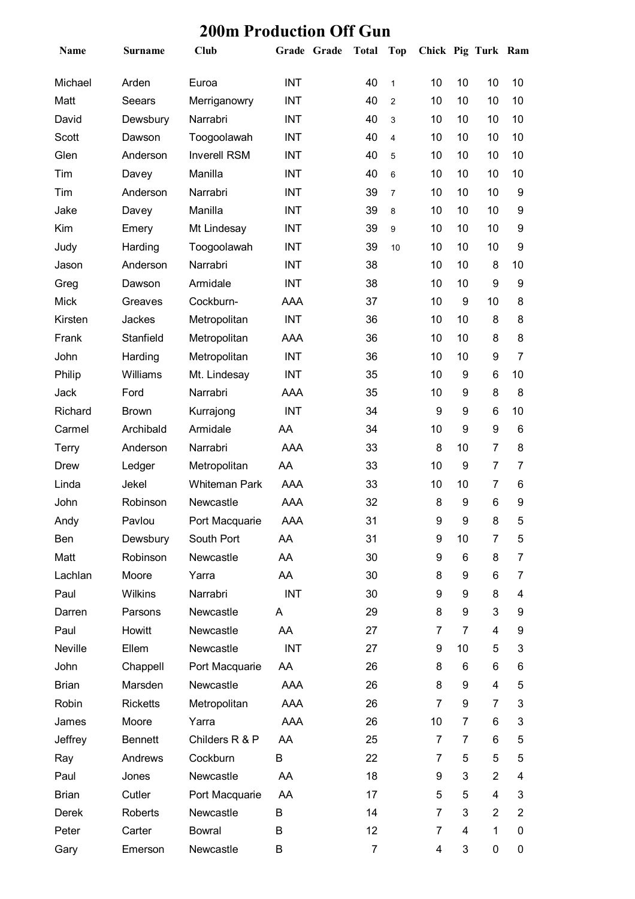# 200m Production Off Gun

| Name | Surname | Club | Grade | Grade | Total | Top | Chick | Pig | Turk | Ram |
|---|---|---|---|---|---|---|---|---|---|---|
| Michael | Arden | Euroa | INT | | 40 | 1 | 10 | 10 | 10 | 10 |
| Matt | Seears | Merriganowry | INT | | 40 | 2 | 10 | 10 | 10 | 10 |
| David | Dewsbury | Narrabri | INT | | 40 | 3 | 10 | 10 | 10 | 10 |
| Scott | Dawson | Toogoolawah | INT | | 40 | 4 | 10 | 10 | 10 | 10 |
| Glen | Anderson | Inverell RSM | INT | | 40 | 5 | 10 | 10 | 10 | 10 |
| Tim | Davey | Manilla | INT | | 40 | 6 | 10 | 10 | 10 | 10 |
| Tim | Anderson | Narrabri | INT | | 39 | 7 | 10 | 10 | 10 | 9 |
| Jake | Davey | Manilla | INT | | 39 | 8 | 10 | 10 | 10 | 9 |
| Kim | Emery | Mt Lindesay | INT | | 39 | 9 | 10 | 10 | 10 | 9 |
| Judy | Harding | Toogoolawah | INT | | 39 | 10 | 10 | 10 | 10 | 9 |
| Jason | Anderson | Narrabri | INT | | 38 | | 10 | 10 | 8 | 10 |
| Greg | Dawson | Armidale | INT | | 38 | | 10 | 10 | 9 | 9 |
| Mick | Greaves | Cockburn- | AAA | | 37 | | 10 | 9 | 10 | 8 |
| Kirsten | Jackes | Metropolitan | INT | | 36 | | 10 | 10 | 8 | 8 |
| Frank | Stanfield | Metropolitan | AAA | | 36 | | 10 | 10 | 8 | 8 |
| John | Harding | Metropolitan | INT | | 36 | | 10 | 10 | 9 | 7 |
| Philip | Williams | Mt. Lindesay | INT | | 35 | | 10 | 9 | 6 | 10 |
| Jack | Ford | Narrabri | AAA | | 35 | | 10 | 9 | 8 | 8 |
| Richard | Brown | Kurrajong | INT | | 34 | | 9 | 9 | 6 | 10 |
| Carmel | Archibald | Armidale | AA | | 34 | | 10 | 9 | 9 | 6 |
| Terry | Anderson | Narrabri | AAA | | 33 | | 8 | 10 | 7 | 8 |
| Drew | Ledger | Metropolitan | AA | | 33 | | 10 | 9 | 7 | 7 |
| Linda | Jekel | Whiteman Park | AAA | | 33 | | 10 | 10 | 7 | 6 |
| John | Robinson | Newcastle | AAA | | 32 | | 8 | 9 | 6 | 9 |
| Andy | Pavlou | Port Macquarie | AAA | | 31 | | 9 | 9 | 8 | 5 |
| Ben | Dewsbury | South Port | AA | | 31 | | 9 | 10 | 7 | 5 |
| Matt | Robinson | Newcastle | AA | | 30 | | 9 | 6 | 8 | 7 |
| Lachlan | Moore | Yarra | AA | | 30 | | 8 | 9 | 6 | 7 |
| Paul | Wilkins | Narrabri | INT | | 30 | | 9 | 9 | 8 | 4 |
| Darren | Parsons | Newcastle | A | | 29 | | 8 | 9 | 3 | 9 |
| Paul | Howitt | Newcastle | AA | | 27 | | 7 | 7 | 4 | 9 |
| Neville | Ellem | Newcastle | INT | | 27 | | 9 | 10 | 5 | 3 |
| John | Chappell | Port Macquarie | AA | | 26 | | 8 | 6 | 6 | 6 |
| Brian | Marsden | Newcastle | AAA | | 26 | | 8 | 9 | 4 | 5 |
| Robin | Ricketts | Metropolitan | AAA | | 26 | | 7 | 9 | 7 | 3 |
| James | Moore | Yarra | AAA | | 26 | | 10 | 7 | 6 | 3 |
| Jeffrey | Bennett | Childers R & P | AA | | 25 | | 7 | 7 | 6 | 5 |
| Ray | Andrews | Cockburn | B | | 22 | | 7 | 5 | 5 | 5 |
| Paul | Jones | Newcastle | AA | | 18 | | 9 | 3 | 2 | 4 |
| Brian | Cutler | Port Macquarie | AA | | 17 | | 5 | 5 | 4 | 3 |
| Derek | Roberts | Newcastle | B | | 14 | | 7 | 3 | 2 | 2 |
| Peter | Carter | Bowral | B | | 12 | | 7 | 4 | 1 | 0 |
| Gary | Emerson | Newcastle | B | | 7 | | 4 | 3 | 0 | 0 |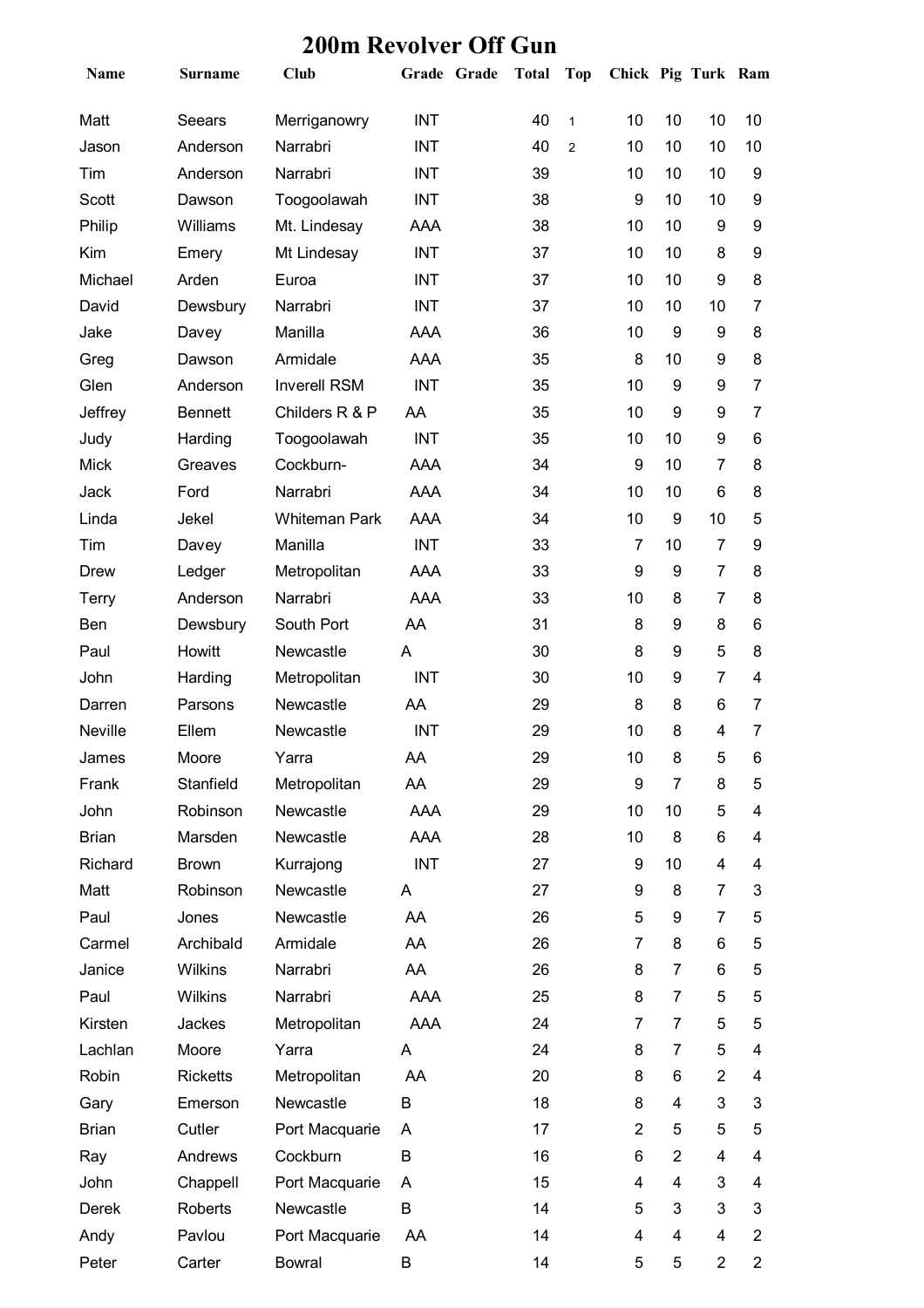# 200m Revolver Off Gun

| Name | Surname | Club | Grade | Grade | Total | Top | Chick | Pig | Turk | Ram |
|---|---|---|---|---|---|---|---|---|---|---|
| Matt | Seears | Merriganowry | INT | | 40 | 1 | 10 | 10 | 10 | 10 |
| Jason | Anderson | Narrabri | INT | | 40 | 2 | 10 | 10 | 10 | 10 |
| Tim | Anderson | Narrabri | INT | | 39 | | 10 | 10 | 10 | 9 |
| Scott | Dawson | Toogoolawah | INT | | 38 | | 9 | 10 | 10 | 9 |
| Philip | Williams | Mt. Lindesay | AAA | | 38 | | 10 | 10 | 9 | 9 |
| Kim | Emery | Mt Lindesay | INT | | 37 | | 10 | 10 | 8 | 9 |
| Michael | Arden | Euroa | INT | | 37 | | 10 | 10 | 9 | 8 |
| David | Dewsbury | Narrabri | INT | | 37 | | 10 | 10 | 10 | 7 |
| Jake | Davey | Manilla | AAA | | 36 | | 10 | 9 | 9 | 8 |
| Greg | Dawson | Armidale | AAA | | 35 | | 8 | 10 | 9 | 8 |
| Glen | Anderson | Inverell RSM | INT | | 35 | | 10 | 9 | 9 | 7 |
| Jeffrey | Bennett | Childers R & P | AA | | 35 | | 10 | 9 | 9 | 7 |
| Judy | Harding | Toogoolawah | INT | | 35 | | 10 | 10 | 9 | 6 |
| Mick | Greaves | Cockburn- | AAA | | 34 | | 9 | 10 | 7 | 8 |
| Jack | Ford | Narrabri | AAA | | 34 | | 10 | 10 | 6 | 8 |
| Linda | Jekel | Whiteman Park | AAA | | 34 | | 10 | 9 | 10 | 5 |
| Tim | Davey | Manilla | INT | | 33 | | 7 | 10 | 7 | 9 |
| Drew | Ledger | Metropolitan | AAA | | 33 | | 9 | 9 | 7 | 8 |
| Terry | Anderson | Narrabri | AAA | | 33 | | 10 | 8 | 7 | 8 |
| Ben | Dewsbury | South Port | AA | | 31 | | 8 | 9 | 8 | 6 |
| Paul | Howitt | Newcastle | A | | 30 | | 8 | 9 | 5 | 8 |
| John | Harding | Metropolitan | INT | | 30 | | 10 | 9 | 7 | 4 |
| Darren | Parsons | Newcastle | AA | | 29 | | 8 | 8 | 6 | 7 |
| Neville | Ellem | Newcastle | INT | | 29 | | 10 | 8 | 4 | 7 |
| James | Moore | Yarra | AA | | 29 | | 10 | 8 | 5 | 6 |
| Frank | Stanfield | Metropolitan | AA | | 29 | | 9 | 7 | 8 | 5 |
| John | Robinson | Newcastle | AAA | | 29 | | 10 | 10 | 5 | 4 |
| Brian | Marsden | Newcastle | AAA | | 28 | | 10 | 8 | 6 | 4 |
| Richard | Brown | Kurrajong | INT | | 27 | | 9 | 10 | 4 | 4 |
| Matt | Robinson | Newcastle | A | | 27 | | 9 | 8 | 7 | 3 |
| Paul | Jones | Newcastle | AA | | 26 | | 5 | 9 | 7 | 5 |
| Carmel | Archibald | Armidale | AA | | 26 | | 7 | 8 | 6 | 5 |
| Janice | Wilkins | Narrabri | AA | | 26 | | 8 | 7 | 6 | 5 |
| Paul | Wilkins | Narrabri | AAA | | 25 | | 8 | 7 | 5 | 5 |
| Kirsten | Jackes | Metropolitan | AAA | | 24 | | 7 | 7 | 5 | 5 |
| Lachlan | Moore | Yarra | A | | 24 | | 8 | 7 | 5 | 4 |
| Robin | Ricketts | Metropolitan | AA | | 20 | | 8 | 6 | 2 | 4 |
| Gary | Emerson | Newcastle | B | | 18 | | 8 | 4 | 3 | 3 |
| Brian | Cutler | Port Macquarie | A | | 17 | | 2 | 5 | 5 | 5 |
| Ray | Andrews | Cockburn | B | | 16 | | 6 | 2 | 4 | 4 |
| John | Chappell | Port Macquarie | A | | 15 | | 4 | 4 | 3 | 4 |
| Derek | Roberts | Newcastle | B | | 14 | | 5 | 3 | 3 | 3 |
| Andy | Pavlou | Port Macquarie | AA | | 14 | | 4 | 4 | 4 | 2 |
| Peter | Carter | Bowral | B | | 14 | | 5 | 5 | 2 | 2 |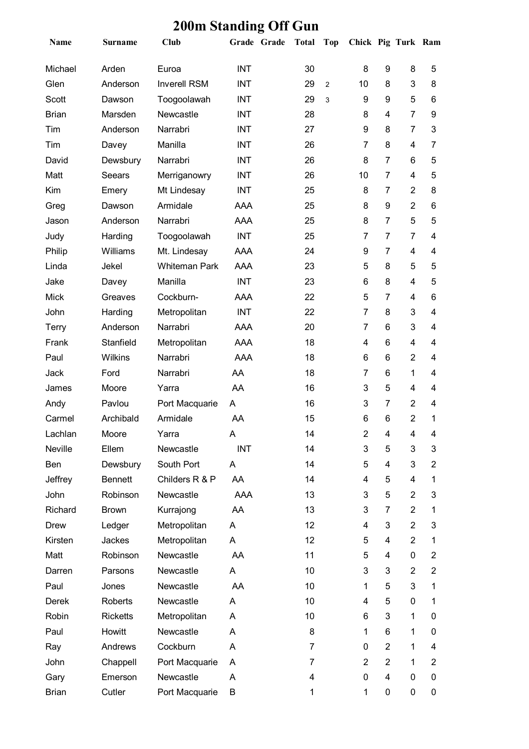# 200m Standing Off Gun

| Name | Surname | Club | Grade | Grade | Total | Top | Chick | Pig | Turk | Ram |
|---|---|---|---|---|---|---|---|---|---|---|
| Michael | Arden | Euroa | INT | | 30 | | 8 | 9 | 8 | 5 |
| Glen | Anderson | Inverell RSM | INT | | 29 | 2 | 10 | 8 | 3 | 8 |
| Scott | Dawson | Toogoolawah | INT | | 29 | 3 | 9 | 9 | 5 | 6 |
| Brian | Marsden | Newcastle | INT | | 28 | | 8 | 4 | 7 | 9 |
| Tim | Anderson | Narrabri | INT | | 27 | | 9 | 8 | 7 | 3 |
| Tim | Davey | Manilla | INT | | 26 | | 7 | 8 | 4 | 7 |
| David | Dewsbury | Narrabri | INT | | 26 | | 8 | 7 | 6 | 5 |
| Matt | Seears | Merriganowry | INT | | 26 | | 10 | 7 | 4 | 5 |
| Kim | Emery | Mt Lindesay | INT | | 25 | | 8 | 7 | 2 | 8 |
| Greg | Dawson | Armidale | AAA | | 25 | | 8 | 9 | 2 | 6 |
| Jason | Anderson | Narrabri | AAA | | 25 | | 8 | 7 | 5 | 5 |
| Judy | Harding | Toogoolawah | INT | | 25 | | 7 | 7 | 7 | 4 |
| Philip | Williams | Mt. Lindesay | AAA | | 24 | | 9 | 7 | 4 | 4 |
| Linda | Jekel | Whiteman Park | AAA | | 23 | | 5 | 8 | 5 | 5 |
| Jake | Davey | Manilla | INT | | 23 | | 6 | 8 | 4 | 5 |
| Mick | Greaves | Cockburn- | AAA | | 22 | | 5 | 7 | 4 | 6 |
| John | Harding | Metropolitan | INT | | 22 | | 7 | 8 | 3 | 4 |
| Terry | Anderson | Narrabri | AAA | | 20 | | 7 | 6 | 3 | 4 |
| Frank | Stanfield | Metropolitan | AAA | | 18 | | 4 | 6 | 4 | 4 |
| Paul | Wilkins | Narrabri | AAA | | 18 | | 6 | 6 | 2 | 4 |
| Jack | Ford | Narrabri | AA | | 18 | | 7 | 6 | 1 | 4 |
| James | Moore | Yarra | AA | | 16 | | 3 | 5 | 4 | 4 |
| Andy | Pavlou | Port Macquarie | A | | 16 | | 3 | 7 | 2 | 4 |
| Carmel | Archibald | Armidale | AA | | 15 | | 6 | 6 | 2 | 1 |
| Lachlan | Moore | Yarra | A | | 14 | | 2 | 4 | 4 | 4 |
| Neville | Ellem | Newcastle | INT | | 14 | | 3 | 5 | 3 | 3 |
| Ben | Dewsbury | South Port | A | | 14 | | 5 | 4 | 3 | 2 |
| Jeffrey | Bennett | Childers R & P | AA | | 14 | | 4 | 5 | 4 | 1 |
| John | Robinson | Newcastle | AAA | | 13 | | 3 | 5 | 2 | 3 |
| Richard | Brown | Kurrajong | AA | | 13 | | 3 | 7 | 2 | 1 |
| Drew | Ledger | Metropolitan | A | | 12 | | 4 | 3 | 2 | 3 |
| Kirsten | Jackes | Metropolitan | A | | 12 | | 5 | 4 | 2 | 1 |
| Matt | Robinson | Newcastle | AA | | 11 | | 5 | 4 | 0 | 2 |
| Darren | Parsons | Newcastle | A | | 10 | | 3 | 3 | 2 | 2 |
| Paul | Jones | Newcastle | AA | | 10 | | 1 | 5 | 3 | 1 |
| Derek | Roberts | Newcastle | A | | 10 | | 4 | 5 | 0 | 1 |
| Robin | Ricketts | Metropolitan | A | | 10 | | 6 | 3 | 1 | 0 |
| Paul | Howitt | Newcastle | A | | 8 | | 1 | 6 | 1 | 0 |
| Ray | Andrews | Cockburn | A | | 7 | | 0 | 2 | 1 | 4 |
| John | Chappell | Port Macquarie | A | | 7 | | 2 | 2 | 1 | 2 |
| Gary | Emerson | Newcastle | A | | 4 | | 0 | 4 | 0 | 0 |
| Brian | Cutler | Port Macquarie | B | | 1 | | 1 | 0 | 0 | 0 |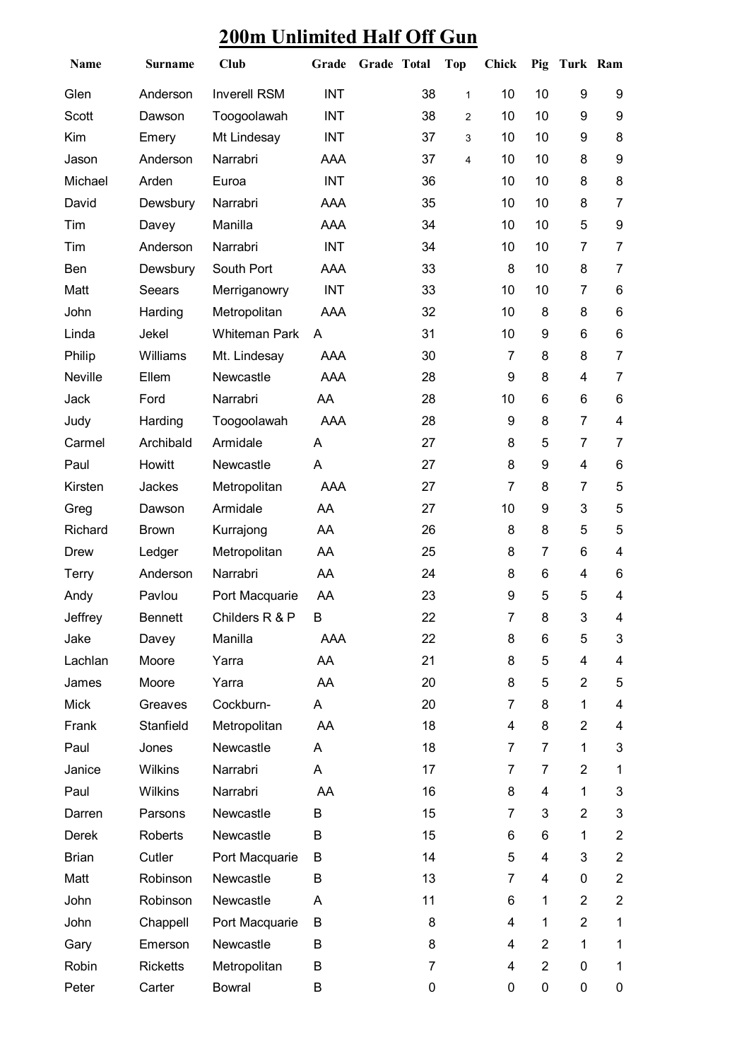# 200m Unlimited Half Off Gun

| Name | Surname | Club | Grade | Grade | Total | Top | Chick | Pig | Turk | Ram |
|---|---|---|---|---|---|---|---|---|---|---|
| Glen | Anderson | Inverell RSM | INT | | 38 | 1 | 10 | 10 | 9 | 9 |
| Scott | Dawson | Toogoolawah | INT | | 38 | 2 | 10 | 10 | 9 | 9 |
| Kim | Emery | Mt Lindesay | INT | | 37 | 3 | 10 | 10 | 9 | 8 |
| Jason | Anderson | Narrabri | AAA | | 37 | 4 | 10 | 10 | 8 | 9 |
| Michael | Arden | Euroa | INT | | 36 | | 10 | 10 | 8 | 8 |
| David | Dewsbury | Narrabri | AAA | | 35 | | 10 | 10 | 8 | 7 |
| Tim | Davey | Manilla | AAA | | 34 | | 10 | 10 | 5 | 9 |
| Tim | Anderson | Narrabri | INT | | 34 | | 10 | 10 | 7 | 7 |
| Ben | Dewsbury | South Port | AAA | | 33 | | 8 | 10 | 8 | 7 |
| Matt | Seears | Merriganowry | INT | | 33 | | 10 | 10 | 7 | 6 |
| John | Harding | Metropolitan | AAA | | 32 | | 10 | 8 | 8 | 6 |
| Linda | Jekel | Whiteman Park | A | | 31 | | 10 | 9 | 6 | 6 |
| Philip | Williams | Mt. Lindesay | AAA | | 30 | | 7 | 8 | 8 | 7 |
| Neville | Ellem | Newcastle | AAA | | 28 | | 9 | 8 | 4 | 7 |
| Jack | Ford | Narrabri | AA | | 28 | | 10 | 6 | 6 | 6 |
| Judy | Harding | Toogoolawah | AAA | | 28 | | 9 | 8 | 7 | 4 |
| Carmel | Archibald | Armidale | A | | 27 | | 8 | 5 | 7 | 7 |
| Paul | Howitt | Newcastle | A | | 27 | | 8 | 9 | 4 | 6 |
| Kirsten | Jackes | Metropolitan | AAA | | 27 | | 7 | 8 | 7 | 5 |
| Greg | Dawson | Armidale | AA | | 27 | | 10 | 9 | 3 | 5 |
| Richard | Brown | Kurrajong | AA | | 26 | | 8 | 8 | 5 | 5 |
| Drew | Ledger | Metropolitan | AA | | 25 | | 8 | 7 | 6 | 4 |
| Terry | Anderson | Narrabri | AA | | 24 | | 8 | 6 | 4 | 6 |
| Andy | Pavlou | Port Macquarie | AA | | 23 | | 9 | 5 | 5 | 4 |
| Jeffrey | Bennett | Childers R & P | B | | 22 | | 7 | 8 | 3 | 4 |
| Jake | Davey | Manilla | AAA | | 22 | | 8 | 6 | 5 | 3 |
| Lachlan | Moore | Yarra | AA | | 21 | | 8 | 5 | 4 | 4 |
| James | Moore | Yarra | AA | | 20 | | 8 | 5 | 2 | 5 |
| Mick | Greaves | Cockburn- | A | | 20 | | 7 | 8 | 1 | 4 |
| Frank | Stanfield | Metropolitan | AA | | 18 | | 4 | 8 | 2 | 4 |
| Paul | Jones | Newcastle | A | | 18 | | 7 | 7 | 1 | 3 |
| Janice | Wilkins | Narrabri | A | | 17 | | 7 | 7 | 2 | 1 |
| Paul | Wilkins | Narrabri | AA | | 16 | | 8 | 4 | 1 | 3 |
| Darren | Parsons | Newcastle | B | | 15 | | 7 | 3 | 2 | 3 |
| Derek | Roberts | Newcastle | B | | 15 | | 6 | 6 | 1 | 2 |
| Brian | Cutler | Port Macquarie | B | | 14 | | 5 | 4 | 3 | 2 |
| Matt | Robinson | Newcastle | B | | 13 | | 7 | 4 | 0 | 2 |
| John | Robinson | Newcastle | A | | 11 | | 6 | 1 | 2 | 2 |
| John | Chappell | Port Macquarie | B | | 8 | | 4 | 1 | 2 | 1 |
| Gary | Emerson | Newcastle | B | | 8 | | 4 | 2 | 1 | 1 |
| Robin | Ricketts | Metropolitan | B | | 7 | | 4 | 2 | 0 | 1 |
| Peter | Carter | Bowral | B | | 0 | | 0 | 0 | 0 | 0 |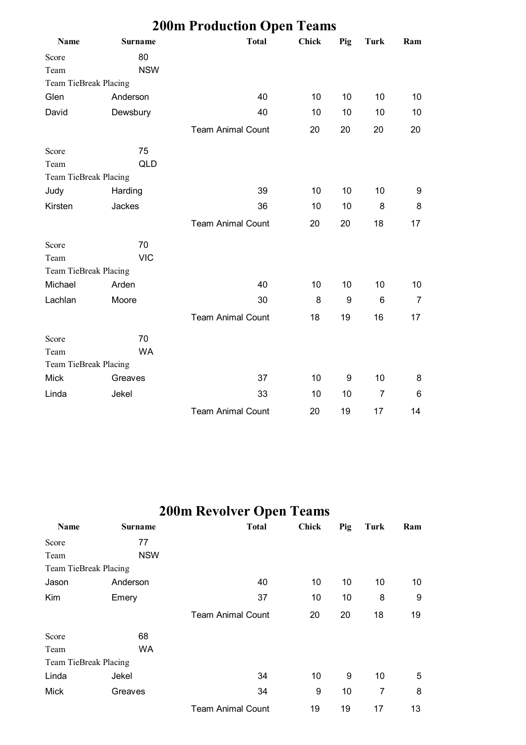## 200m Production Open Teams

| Name | Surname | Total | Chick | Pig | Turk | Ram |
|---|---|---|---|---|---|---|
| Score | 80 | | | | | |
| Team | NSW | | | | | |
| Team TieBreak Placing | | | | | | |
| Glen | Anderson | 40 | 10 | 10 | 10 | 10 |
| David | Dewsbury | 40 | 10 | 10 | 10 | 10 |
| | | Team Animal Count | 20 | 20 | 20 | 20 |
| Score | 75 | | | | | |
| Team | QLD | | | | | |
| Team TieBreak Placing | | | | | | |
| Judy | Harding | 39 | 10 | 10 | 10 | 9 |
| Kirsten | Jackes | 36 | 10 | 10 | 8 | 8 |
| | | Team Animal Count | 20 | 20 | 18 | 17 |
| Score | 70 | | | | | |
| Team | VIC | | | | | |
| Team TieBreak Placing | | | | | | |
| Michael | Arden | 40 | 10 | 10 | 10 | 10 |
| Lachlan | Moore | 30 | 8 | 9 | 6 | 7 |
| | | Team Animal Count | 18 | 19 | 16 | 17 |
| Score | 70 | | | | | |
| Team | WA | | | | | |
| Team TieBreak Placing | | | | | | |
| Mick | Greaves | 37 | 10 | 9 | 10 | 8 |
| Linda | Jekel | 33 | 10 | 10 | 7 | 6 |
| | | Team Animal Count | 20 | 19 | 17 | 14 |

## 200m Revolver Open Teams

| Name | Surname | Total | Chick | Pig | Turk | Ram |
|---|---|---|---|---|---|---|
| Score | 77 | | | | | |
| Team | NSW | | | | | |
| Team TieBreak Placing | | | | | | |
| Jason | Anderson | 40 | 10 | 10 | 10 | 10 |
| Kim | Emery | 37 | 10 | 10 | 8 | 9 |
| | | Team Animal Count | 20 | 20 | 18 | 19 |
| Score | 68 | | | | | |
| Team | WA | | | | | |
| Team TieBreak Placing | | | | | | |
| Linda | Jekel | 34 | 10 | 9 | 10 | 5 |
| Mick | Greaves | 34 | 9 | 10 | 7 | 8 |
| | | Team Animal Count | 19 | 19 | 17 | 13 |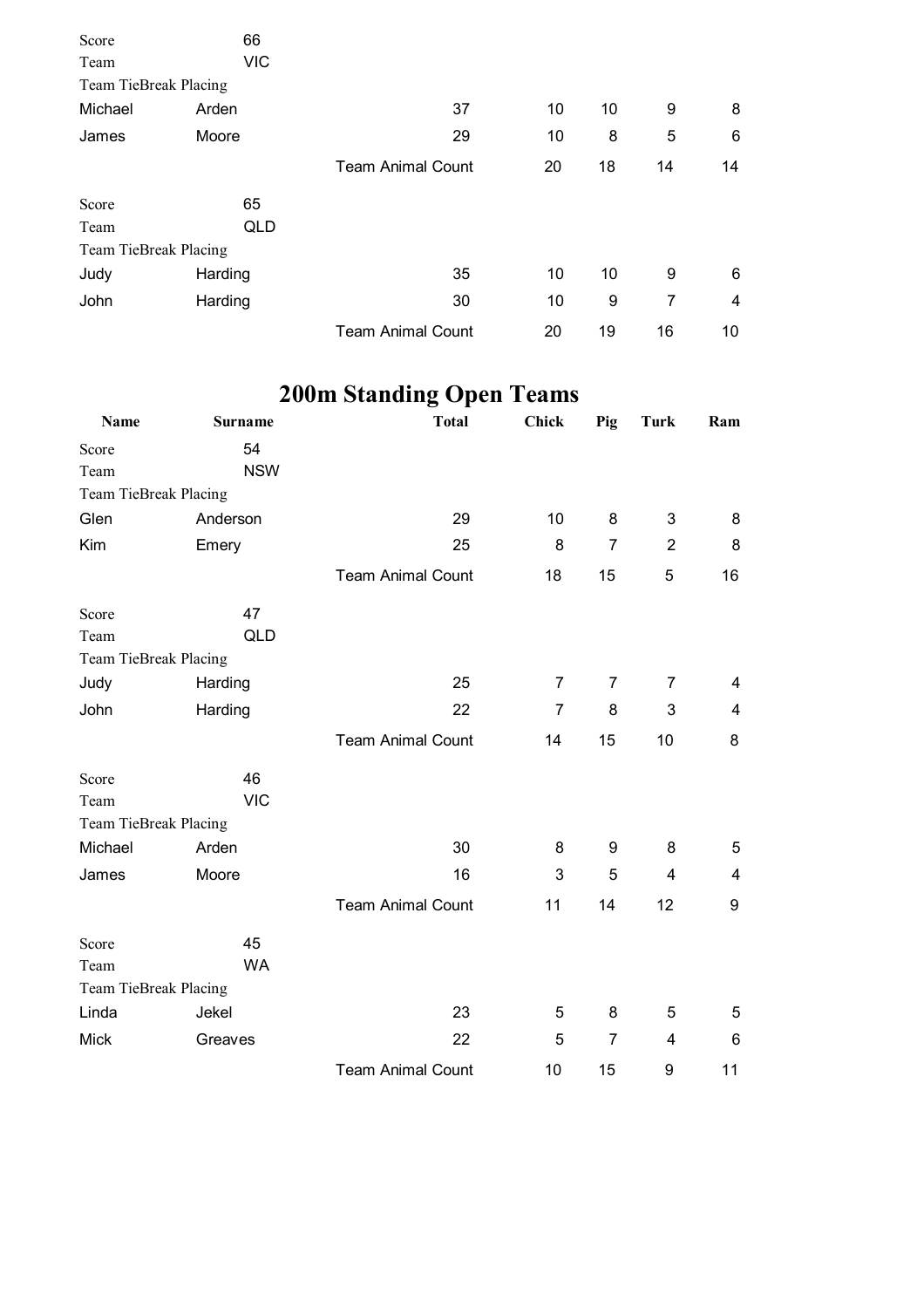| Name | Surname | Total | Chick | Pig | Turk | Ram |
|---|---|---|---|---|---|---|
| Score | 66 | | | | | |
| Team | VIC | | | | | |
| Team TieBreak Placing | | | | | | |
| Michael | Arden | 37 | 10 | 10 | 9 | 8 |
| James | Moore | 29 | 10 | 8 | 5 | 6 |
| | | Team Animal Count | 20 | 18 | 14 | 14 |
| Score | 65 | | | | | |
| Team | QLD | | | | | |
| Team TieBreak Placing | | | | | | |
| Judy | Harding | 35 | 10 | 10 | 9 | 6 |
| John | Harding | 30 | 10 | 9 | 7 | 4 |
| | | Team Animal Count | 20 | 19 | 16 | 10 |

# 200m Standing Open Teams

| Name | Surname | Total | Chick | Pig | Turk | Ram |
|---|---|---|---|---|---|---|
| Score | 54 | | | | | |
| Team | NSW | | | | | |
| Team TieBreak Placing | | | | | | |
| Glen | Anderson | 29 | 10 | 8 | 3 | 8 |
| Kim | Emery | 25 | 8 | 7 | 2 | 8 |
| | | Team Animal Count | 18 | 15 | 5 | 16 |
| Score | 47 | | | | | |
| Team | QLD | | | | | |
| Team TieBreak Placing | | | | | | |
| Judy | Harding | 25 | 7 | 7 | 7 | 4 |
| John | Harding | 22 | 7 | 8 | 3 | 4 |
| | | Team Animal Count | 14 | 15 | 10 | 8 |
| Score | 46 | | | | | |
| Team | VIC | | | | | |
| Team TieBreak Placing | | | | | | |
| Michael | Arden | 30 | 8 | 9 | 8 | 5 |
| James | Moore | 16 | 3 | 5 | 4 | 4 |
| | | Team Animal Count | 11 | 14 | 12 | 9 |
| Score | 45 | | | | | |
| Team | WA | | | | | |
| Team TieBreak Placing | | | | | | |
| Linda | Jekel | 23 | 5 | 8 | 5 | 5 |
| Mick | Greaves | 22 | 5 | 7 | 4 | 6 |
| | | Team Animal Count | 10 | 15 | 9 | 11 |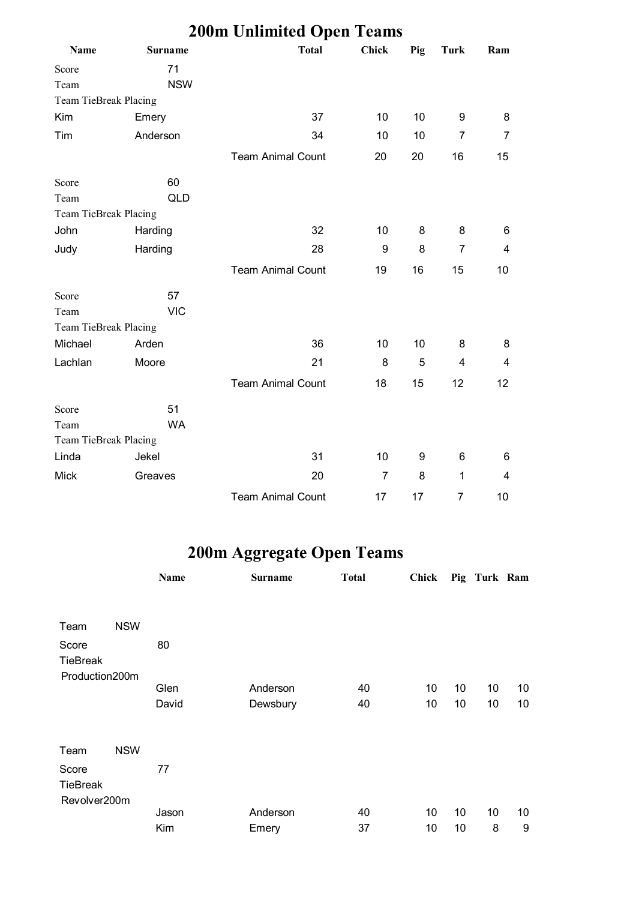# 200m Unlimited Open Teams

| Name | Surname | Total | Chick | Pig | Turk | Ram |
|---|---|---|---|---|---|---|
| Score | 71 | | | | | |
| Team | NSW | | | | | |
| Team TieBreak Placing | | | | | | |
| Kim | Emery | 37 | 10 | 10 | 9 | 8 |
| Tim | Anderson | 34 | 10 | 10 | 7 | 7 |
| | | Team Animal Count | 20 | 20 | 16 | 15 |
| Score | 60 | | | | | |
| Team | QLD | | | | | |
| Team TieBreak Placing | | | | | | |
| John | Harding | 32 | 10 | 8 | 8 | 6 |
| Judy | Harding | 28 | 9 | 8 | 7 | 4 |
| | | Team Animal Count | 19 | 16 | 15 | 10 |
| Score | 57 | | | | | |
| Team | VIC | | | | | |
| Team TieBreak Placing | | | | | | |
| Michael | Arden | 36 | 10 | 10 | 8 | 8 |
| Lachlan | Moore | 21 | 8 | 5 | 4 | 4 |
| | | Team Animal Count | 18 | 15 | 12 | 12 |
| Score | 51 | | | | | |
| Team | WA | | | | | |
| Team TieBreak Placing | | | | | | |
| Linda | Jekel | 31 | 10 | 9 | 6 | 6 |
| Mick | Greaves | 20 | 7 | 8 | 1 | 4 |
| | | Team Animal Count | 17 | 17 | 7 | 10 |

# 200m Aggregate Open Teams

| | Name | Surname | Total | Chick | Pig | Turk | Ram |
|---|---|---|---|---|---|---|---|
| Team NSW | | | | | | | |
| Score | 80 | | | | | | |
| TieBreak | | | | | | | |
| Production200m | | | | | | | |
| | Glen | Anderson | 40 | 10 | 10 | 10 | 10 |
| | David | Dewsbury | 40 | 10 | 10 | 10 | 10 |
| Team NSW | | | | | | | |
| Score | 77 | | | | | | |
| TieBreak | | | | | | | |
| Revolver200m | | | | | | | |
| | Jason | Anderson | 40 | 10 | 10 | 10 | 10 |
| | Kim | Emery | 37 | 10 | 10 | 8 | 9 |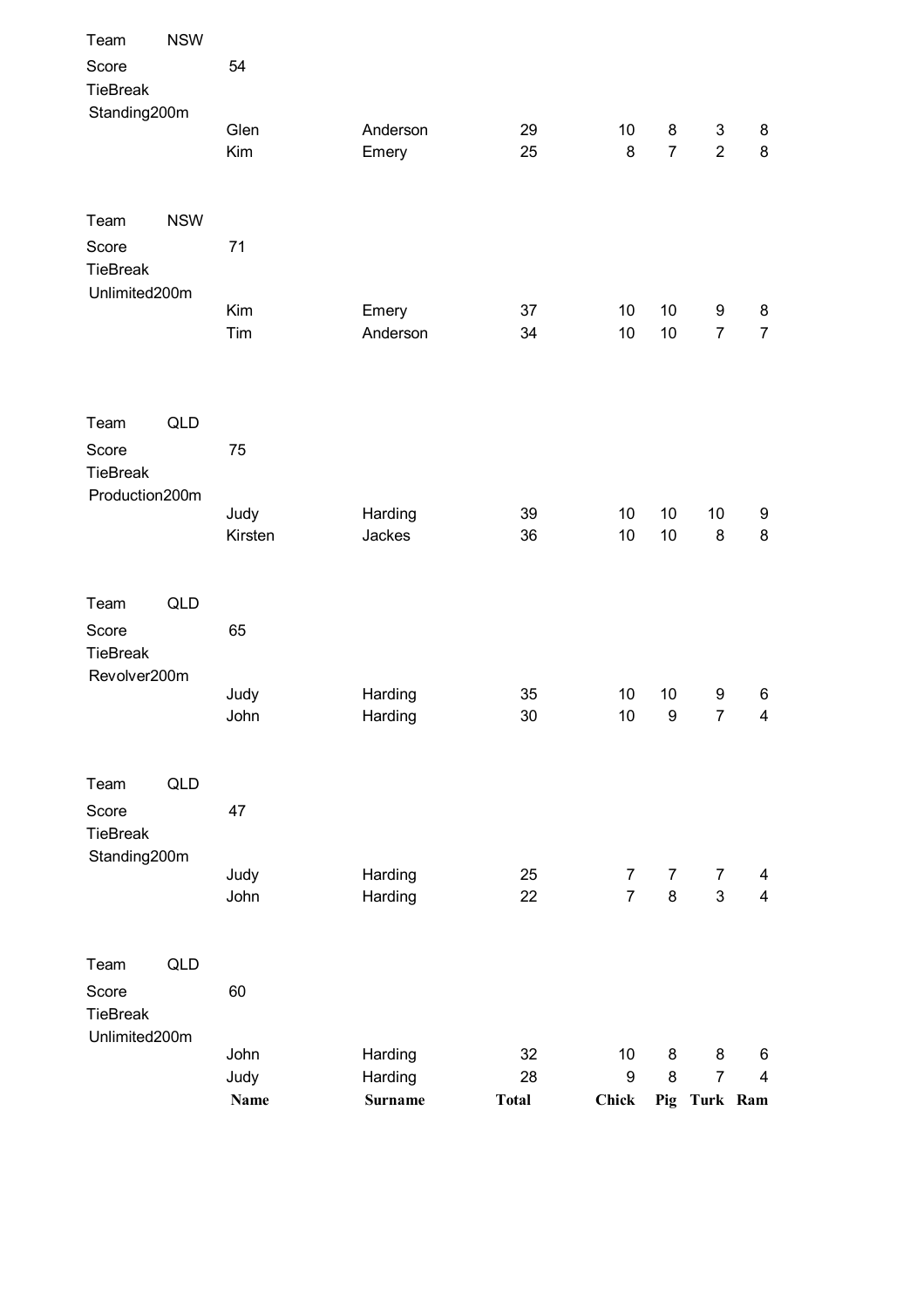Team NSW
Score 54
TieBreak
Standing200m

| Name | Surname | Total | Chick | Pig | Turk | Ram |
|---|---|---|---|---|---|---|
| Glen | Anderson | 29 | 10 | 8 | 3 | 8 |
| Kim | Emery | 25 | 8 | 7 | 2 | 8 |

Team NSW
Score 71
TieBreak
Unlimited200m

| Name | Surname | Total | Chick | Pig | Turk | Ram |
|---|---|---|---|---|---|---|
| Kim | Emery | 37 | 10 | 10 | 9 | 8 |
| Tim | Anderson | 34 | 10 | 10 | 7 | 7 |

Team QLD
Score 75
TieBreak
Production200m

| Name | Surname | Total | Chick | Pig | Turk | Ram |
|---|---|---|---|---|---|---|
| Judy | Harding | 39 | 10 | 10 | 10 | 9 |
| Kirsten | Jackes | 36 | 10 | 10 | 8 | 8 |

Team QLD
Score 65
TieBreak
Revolver200m

| Name | Surname | Total | Chick | Pig | Turk | Ram |
|---|---|---|---|---|---|---|
| Judy | Harding | 35 | 10 | 10 | 9 | 6 |
| John | Harding | 30 | 10 | 9 | 7 | 4 |

Team QLD
Score 47
TieBreak
Standing200m

| Name | Surname | Total | Chick | Pig | Turk | Ram |
|---|---|---|---|---|---|---|
| Judy | Harding | 25 | 7 | 7 | 7 | 4 |
| John | Harding | 22 | 7 | 8 | 3 | 4 |

Team QLD
Score 60
TieBreak
Unlimited200m

| Name | Surname | Total | Chick | Pig | Turk | Ram |
|---|---|---|---|---|---|---|
| John | Harding | 32 | 10 | 8 | 8 | 6 |
| Judy | Harding | 28 | 9 | 8 | 7 | 4 |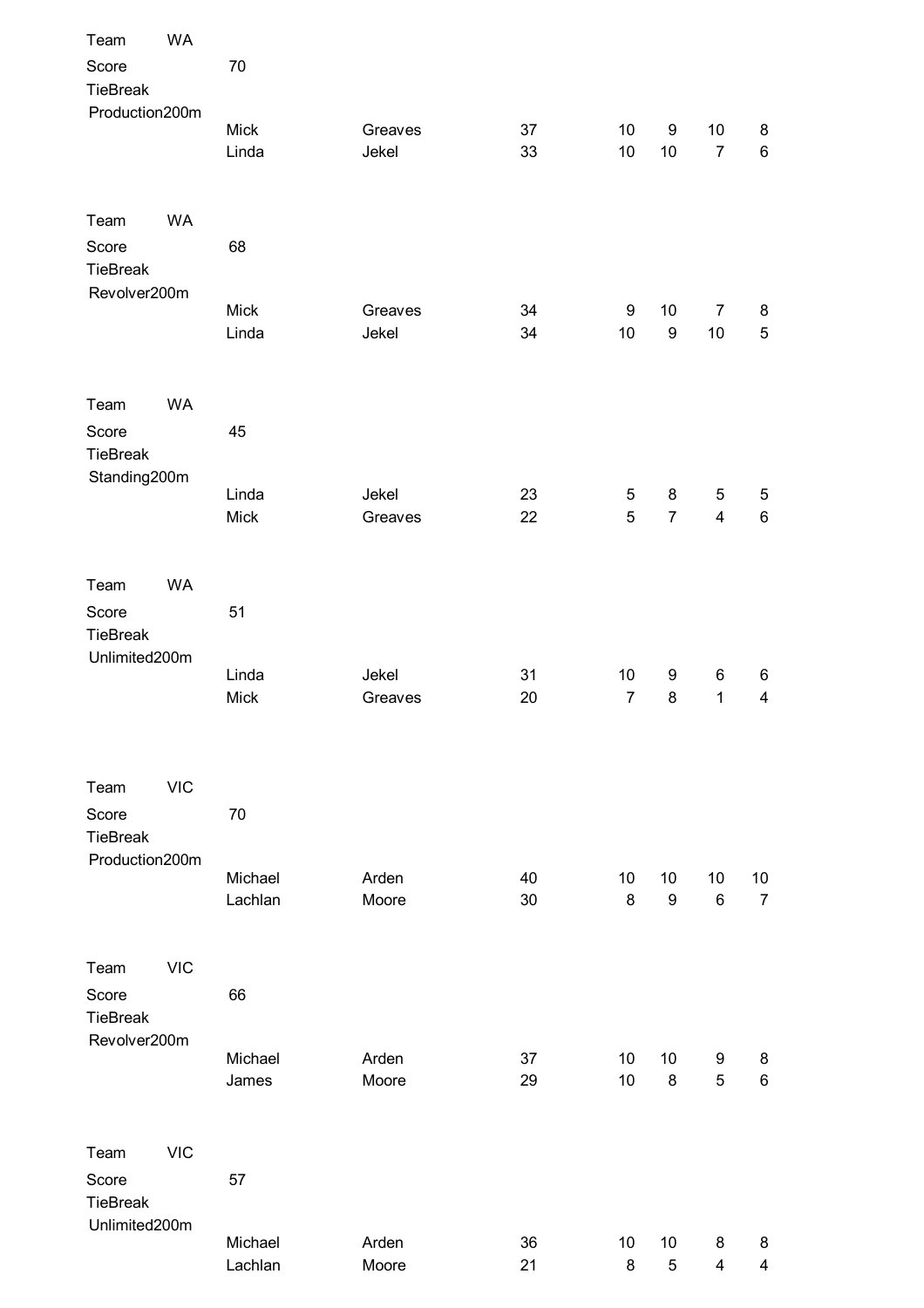Team WA
Score 70
TieBreak
Production200m

| | | | | | | |
|---|---|---|---|---|---|---|
| Mick | Greaves | 37 | 10 | 9 | 10 | 8 |
| Linda | Jekel | 33 | 10 | 10 | 7 | 6 |

Team WA
Score 68
TieBreak
Revolver200m

| | | | | | | |
|---|---|---|---|---|---|---|
| Mick | Greaves | 34 | 9 | 10 | 7 | 8 |
| Linda | Jekel | 34 | 10 | 9 | 10 | 5 |

Team WA
Score 45
TieBreak
Standing200m

| | | | | | | |
|---|---|---|---|---|---|---|
| Linda | Jekel | 23 | 5 | 8 | 5 | 5 |
| Mick | Greaves | 22 | 5 | 7 | 4 | 6 |

Team WA
Score 51
TieBreak
Unlimited200m

| | | | | | | |
|---|---|---|---|---|---|---|
| Linda | Jekel | 31 | 10 | 9 | 6 | 6 |
| Mick | Greaves | 20 | 7 | 8 | 1 | 4 |

Team VIC
Score 70
TieBreak
Production200m

| | | | | | | |
|---|---|---|---|---|---|---|
| Michael | Arden | 40 | 10 | 10 | 10 | 10 |
| Lachlan | Moore | 30 | 8 | 9 | 6 | 7 |

Team VIC
Score 66
TieBreak
Revolver200m

| | | | | | | |
|---|---|---|---|---|---|---|
| Michael | Arden | 37 | 10 | 10 | 9 | 8 |
| James | Moore | 29 | 10 | 8 | 5 | 6 |

Team VIC
Score 57
TieBreak
Unlimited200m

| | | | | | | |
|---|---|---|---|---|---|---|
| Michael | Arden | 36 | 10 | 10 | 8 | 8 |
| Lachlan | Moore | 21 | 8 | 5 | 4 | 4 |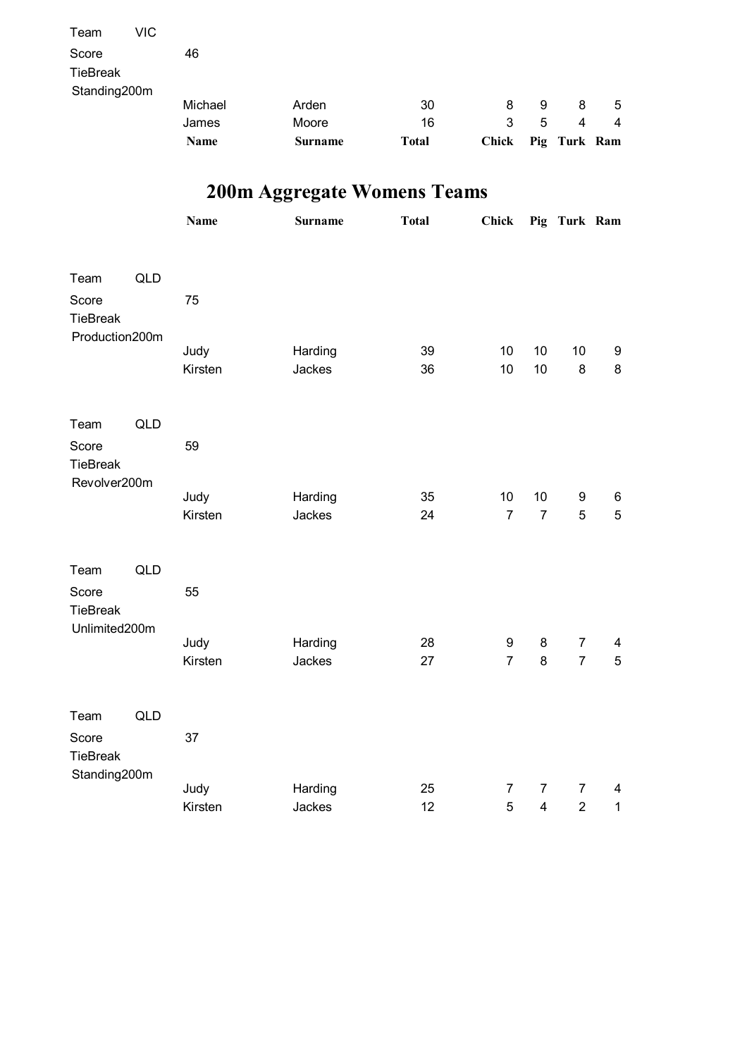Team VIC

Score 46

TieBreak

Standing200m

| Name | Surname | Total | Chick | Pig | Turk | Ram |
|---|---|---|---|---|---|---|
| Michael | Arden | 30 | 8 | 9 | 8 | 5 |
| James | Moore | 16 | 3 | 5 | 4 | 4 |

# 200m Aggregate Womens Teams

| Name | Surname | Total | Chick | Pig | Turk | Ram |
|---|---|---|---|---|---|---|

Team QLD

Score 75

TieBreak

Production200m

| Name | Surname | Total | Chick | Pig | Turk | Ram |
|---|---|---|---|---|---|---|
| Judy | Harding | 39 | 10 | 10 | 10 | 9 |
| Kirsten | Jackes | 36 | 10 | 10 | 8 | 8 |

Team QLD

Score 59

TieBreak

Revolver200m

| Name | Surname | Total | Chick | Pig | Turk | Ram |
|---|---|---|---|---|---|---|
| Judy | Harding | 35 | 10 | 10 | 9 | 6 |
| Kirsten | Jackes | 24 | 7 | 7 | 5 | 5 |

Team QLD

Score 55

TieBreak

Unlimited200m

| Name | Surname | Total | Chick | Pig | Turk | Ram |
|---|---|---|---|---|---|---|
| Judy | Harding | 28 | 9 | 8 | 7 | 4 |
| Kirsten | Jackes | 27 | 7 | 8 | 7 | 5 |

Team QLD

Score 37

TieBreak

Standing200m

| Name | Surname | Total | Chick | Pig | Turk | Ram |
|---|---|---|---|---|---|---|
| Judy | Harding | 25 | 7 | 7 | 7 | 4 |
| Kirsten | Jackes | 12 | 5 | 4 | 2 | 1 |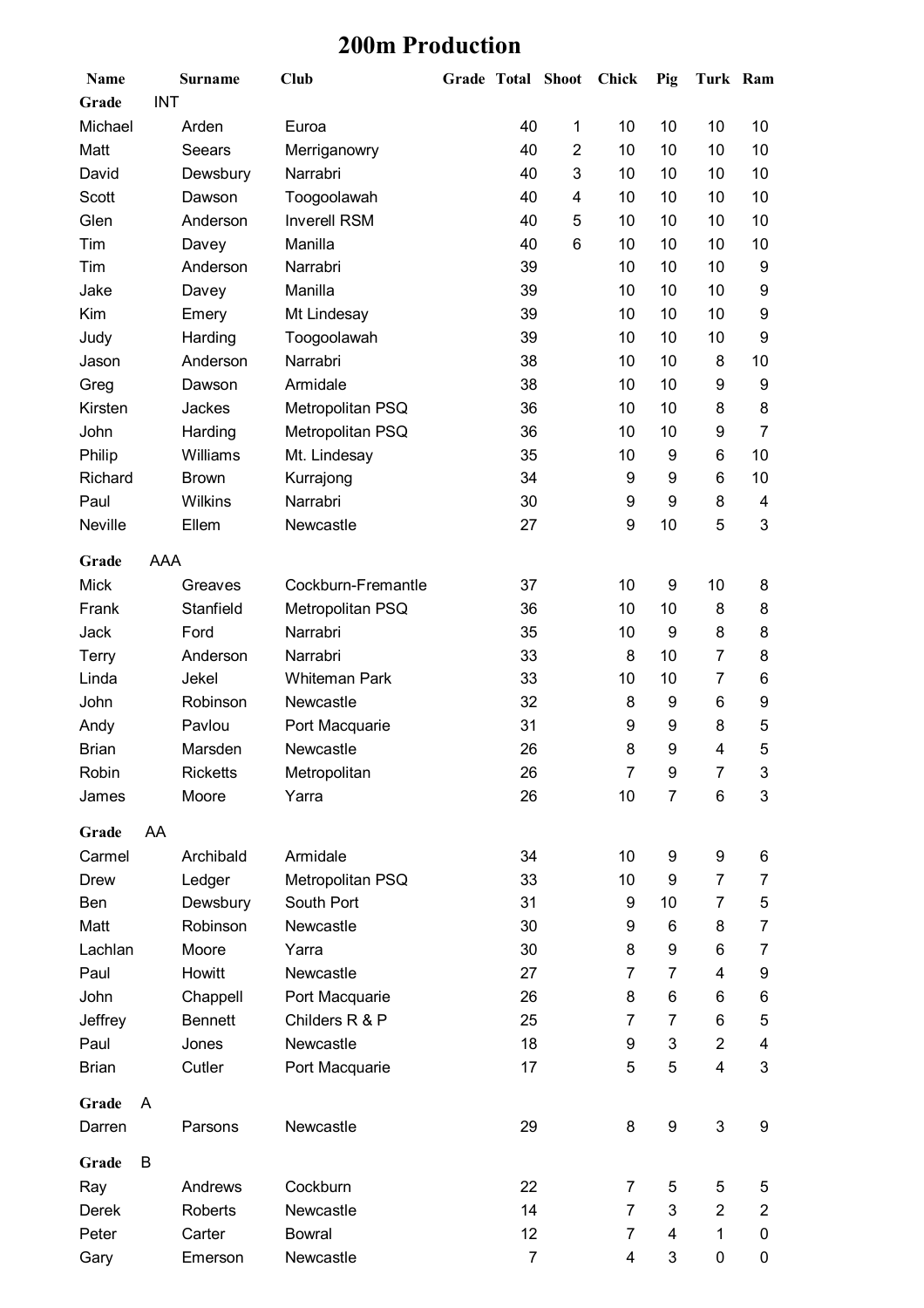# 200m Production

| Name | Surname | Club | Grade | Total | Shoot | Chick | Pig | Turk | Ram |
|---|---|---|---|---|---|---|---|---|---|
| **Grade** INT | | | | | | | | | |
| Michael | Arden | Euroa | | 40 | 1 | 10 | 10 | 10 | 10 |
| Matt | Seears | Merriganowry | | 40 | 2 | 10 | 10 | 10 | 10 |
| David | Dewsbury | Narrabri | | 40 | 3 | 10 | 10 | 10 | 10 |
| Scott | Dawson | Toogoolawah | | 40 | 4 | 10 | 10 | 10 | 10 |
| Glen | Anderson | Inverell RSM | | 40 | 5 | 10 | 10 | 10 | 10 |
| Tim | Davey | Manilla | | 40 | 6 | 10 | 10 | 10 | 10 |
| Tim | Anderson | Narrabri | | 39 | | 10 | 10 | 10 | 9 |
| Jake | Davey | Manilla | | 39 | | 10 | 10 | 10 | 9 |
| Kim | Emery | Mt Lindesay | | 39 | | 10 | 10 | 10 | 9 |
| Judy | Harding | Toogoolawah | | 39 | | 10 | 10 | 10 | 9 |
| Jason | Anderson | Narrabri | | 38 | | 10 | 10 | 8 | 10 |
| Greg | Dawson | Armidale | | 38 | | 10 | 10 | 9 | 9 |
| Kirsten | Jackes | Metropolitan PSQ | | 36 | | 10 | 10 | 8 | 8 |
| John | Harding | Metropolitan PSQ | | 36 | | 10 | 10 | 9 | 7 |
| Philip | Williams | Mt. Lindesay | | 35 | | 10 | 9 | 6 | 10 |
| Richard | Brown | Kurrajong | | 34 | | 9 | 9 | 6 | 10 |
| Paul | Wilkins | Narrabri | | 30 | | 9 | 9 | 8 | 4 |
| Neville | Ellem | Newcastle | | 27 | | 9 | 10 | 5 | 3 |
| **Grade** AAA | | | | | | | | | |
| Mick | Greaves | Cockburn-Fremantle | | 37 | | 10 | 9 | 10 | 8 |
| Frank | Stanfield | Metropolitan PSQ | | 36 | | 10 | 10 | 8 | 8 |
| Jack | Ford | Narrabri | | 35 | | 10 | 9 | 8 | 8 |
| Terry | Anderson | Narrabri | | 33 | | 8 | 10 | 7 | 8 |
| Linda | Jekel | Whiteman Park | | 33 | | 10 | 10 | 7 | 6 |
| John | Robinson | Newcastle | | 32 | | 8 | 9 | 6 | 9 |
| Andy | Pavlou | Port Macquarie | | 31 | | 9 | 9 | 8 | 5 |
| Brian | Marsden | Newcastle | | 26 | | 8 | 9 | 4 | 5 |
| Robin | Ricketts | Metropolitan | | 26 | | 7 | 9 | 7 | 3 |
| James | Moore | Yarra | | 26 | | 10 | 7 | 6 | 3 |
| **Grade** AA | | | | | | | | | |
| Carmel | Archibald | Armidale | | 34 | | 10 | 9 | 9 | 6 |
| Drew | Ledger | Metropolitan PSQ | | 33 | | 10 | 9 | 7 | 7 |
| Ben | Dewsbury | South Port | | 31 | | 9 | 10 | 7 | 5 |
| Matt | Robinson | Newcastle | | 30 | | 9 | 6 | 8 | 7 |
| Lachlan | Moore | Yarra | | 30 | | 8 | 9 | 6 | 7 |
| Paul | Howitt | Newcastle | | 27 | | 7 | 7 | 4 | 9 |
| John | Chappell | Port Macquarie | | 26 | | 8 | 6 | 6 | 6 |
| Jeffrey | Bennett | Childers R & P | | 25 | | 7 | 7 | 6 | 5 |
| Paul | Jones | Newcastle | | 18 | | 9 | 3 | 2 | 4 |
| Brian | Cutler | Port Macquarie | | 17 | | 5 | 5 | 4 | 3 |
| **Grade** A | | | | | | | | | |
| Darren | Parsons | Newcastle | | 29 | | 8 | 9 | 3 | 9 |
| **Grade** B | | | | | | | | | |
| Ray | Andrews | Cockburn | | 22 | | 7 | 5 | 5 | 5 |
| Derek | Roberts | Newcastle | | 14 | | 7 | 3 | 2 | 2 |
| Peter | Carter | Bowral | | 12 | | 7 | 4 | 1 | 0 |
| Gary | Emerson | Newcastle | | 7 | | 4 | 3 | 0 | 0 |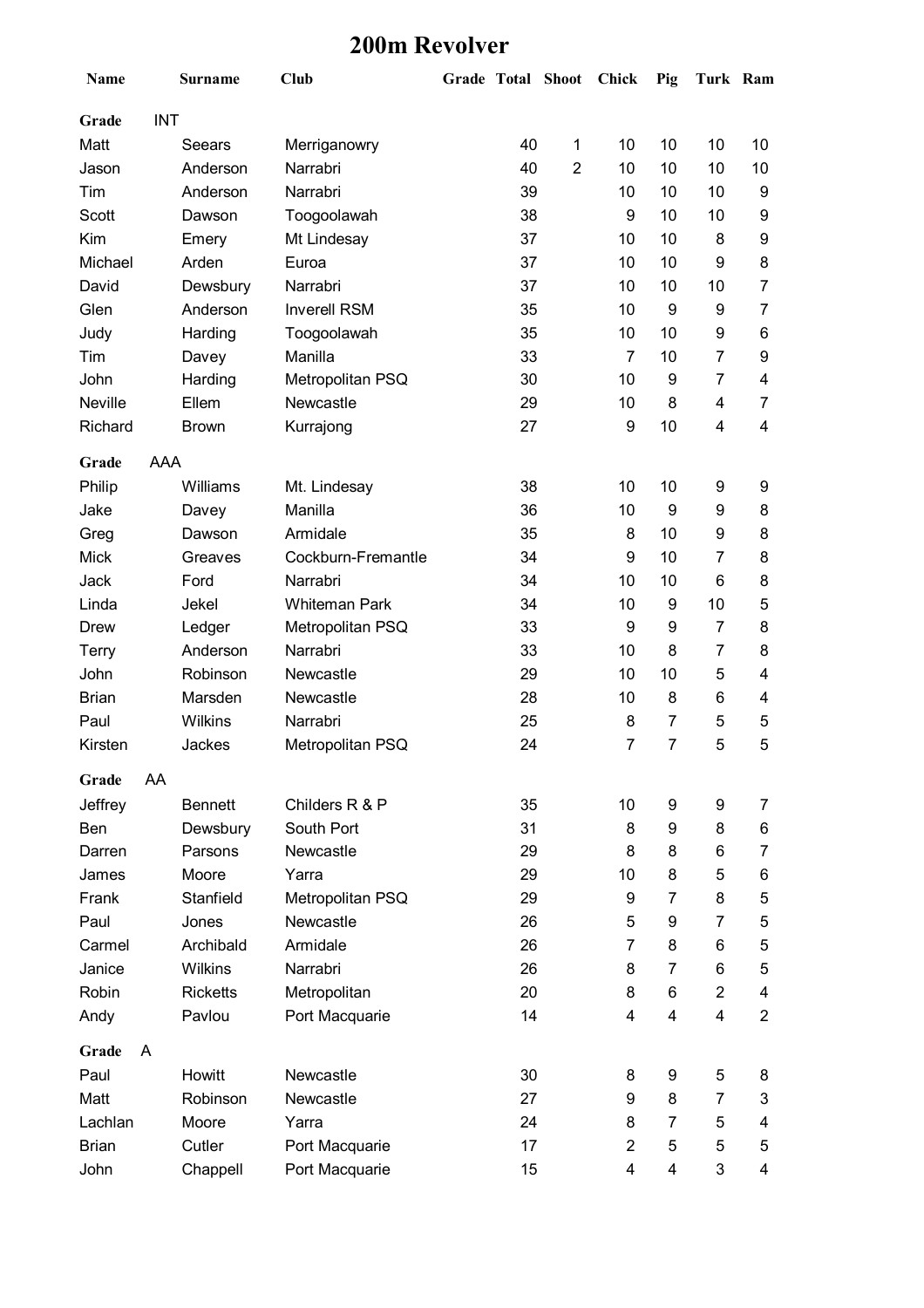# 200m Revolver

| Name | Surname | Club | Grade | Total | Shoot | Chick | Pig | Turk | Ram |
|---|---|---|---|---|---|---|---|---|---|
| **Grade** | INT | | | | | | | | |
| Matt | Seears | Merriganowry | | 40 | 1 | 10 | 10 | 10 | 10 |
| Jason | Anderson | Narrabri | | 40 | 2 | 10 | 10 | 10 | 10 |
| Tim | Anderson | Narrabri | | 39 | | 10 | 10 | 10 | 9 |
| Scott | Dawson | Toogoolawah | | 38 | | 9 | 10 | 10 | 9 |
| Kim | Emery | Mt Lindesay | | 37 | | 10 | 10 | 8 | 9 |
| Michael | Arden | Euroa | | 37 | | 10 | 10 | 9 | 8 |
| David | Dewsbury | Narrabri | | 37 | | 10 | 10 | 10 | 7 |
| Glen | Anderson | Inverell RSM | | 35 | | 10 | 9 | 9 | 7 |
| Judy | Harding | Toogoolawah | | 35 | | 10 | 10 | 9 | 6 |
| Tim | Davey | Manilla | | 33 | | 7 | 10 | 7 | 9 |
| John | Harding | Metropolitan PSQ | | 30 | | 10 | 9 | 7 | 4 |
| Neville | Ellem | Newcastle | | 29 | | 10 | 8 | 4 | 7 |
| Richard | Brown | Kurrajong | | 27 | | 9 | 10 | 4 | 4 |
| **Grade** | AAA | | | | | | | | |
| Philip | Williams | Mt. Lindesay | | 38 | | 10 | 10 | 9 | 9 |
| Jake | Davey | Manilla | | 36 | | 10 | 9 | 9 | 8 |
| Greg | Dawson | Armidale | | 35 | | 8 | 10 | 9 | 8 |
| Mick | Greaves | Cockburn-Fremantle | | 34 | | 9 | 10 | 7 | 8 |
| Jack | Ford | Narrabri | | 34 | | 10 | 10 | 6 | 8 |
| Linda | Jekel | Whiteman Park | | 34 | | 10 | 9 | 10 | 5 |
| Drew | Ledger | Metropolitan PSQ | | 33 | | 9 | 9 | 7 | 8 |
| Terry | Anderson | Narrabri | | 33 | | 10 | 8 | 7 | 8 |
| John | Robinson | Newcastle | | 29 | | 10 | 10 | 5 | 4 |
| Brian | Marsden | Newcastle | | 28 | | 10 | 8 | 6 | 4 |
| Paul | Wilkins | Narrabri | | 25 | | 8 | 7 | 5 | 5 |
| Kirsten | Jackes | Metropolitan PSQ | | 24 | | 7 | 7 | 5 | 5 |
| **Grade** | AA | | | | | | | | |
| Jeffrey | Bennett | Childers R & P | | 35 | | 10 | 9 | 9 | 7 |
| Ben | Dewsbury | South Port | | 31 | | 8 | 9 | 8 | 6 |
| Darren | Parsons | Newcastle | | 29 | | 8 | 8 | 6 | 7 |
| James | Moore | Yarra | | 29 | | 10 | 8 | 5 | 6 |
| Frank | Stanfield | Metropolitan PSQ | | 29 | | 9 | 7 | 8 | 5 |
| Paul | Jones | Newcastle | | 26 | | 5 | 9 | 7 | 5 |
| Carmel | Archibald | Armidale | | 26 | | 7 | 8 | 6 | 5 |
| Janice | Wilkins | Narrabri | | 26 | | 8 | 7 | 6 | 5 |
| Robin | Ricketts | Metropolitan | | 20 | | 8 | 6 | 2 | 4 |
| Andy | Pavlou | Port Macquarie | | 14 | | 4 | 4 | 4 | 2 |
| **Grade** | A | | | | | | | | |
| Paul | Howitt | Newcastle | | 30 | | 8 | 9 | 5 | 8 |
| Matt | Robinson | Newcastle | | 27 | | 9 | 8 | 7 | 3 |
| Lachlan | Moore | Yarra | | 24 | | 8 | 7 | 5 | 4 |
| Brian | Cutler | Port Macquarie | | 17 | | 2 | 5 | 5 | 5 |
| John | Chappell | Port Macquarie | | 15 | | 4 | 4 | 3 | 4 |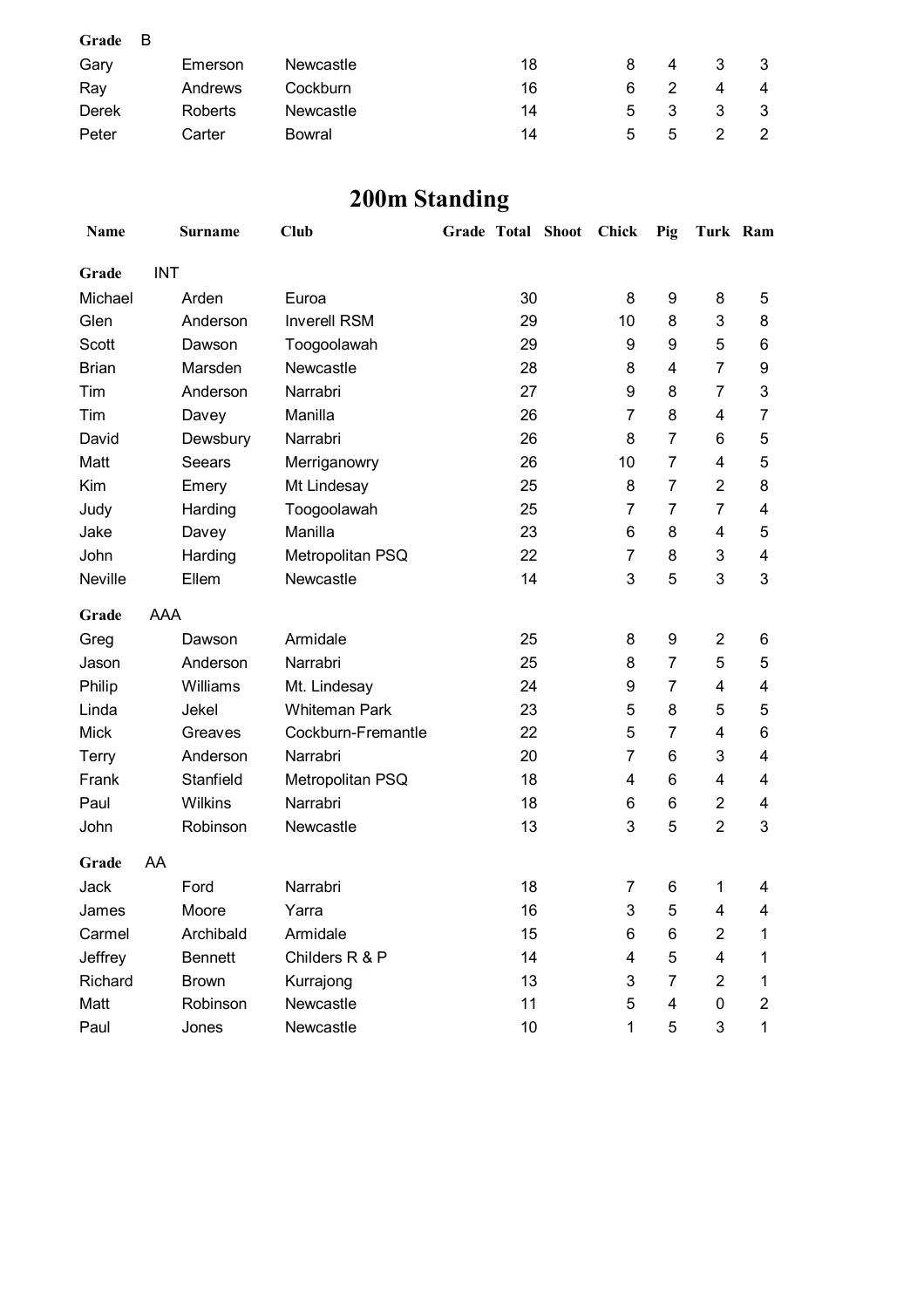| | | | | | | | | | |
|---|---|---|---|---|---|---|---|---|---|
| **Grade** | B | | | | | | | | |
| Gary | Emerson | Newcastle | | 18 | | 8 | 4 | 3 | 3 |
| Ray | Andrews | Cockburn | | 16 | | 6 | 2 | 4 | 4 |
| Derek | Roberts | Newcastle | | 14 | | 5 | 3 | 3 | 3 |
| Peter | Carter | Bowral | | 14 | | 5 | 5 | 2 | 2 |

# 200m Standing

| Name | Surname | Club | Grade | Total | Shoot | Chick | Pig | Turk | Ram |
|---|---|---|---|---|---|---|---|---|---|
| **Grade** | INT | | | | | | | | |
| Michael | Arden | Euroa | | 30 | | 8 | 9 | 8 | 5 |
| Glen | Anderson | Inverell RSM | | 29 | | 10 | 8 | 3 | 8 |
| Scott | Dawson | Toogoolawah | | 29 | | 9 | 9 | 5 | 6 |
| Brian | Marsden | Newcastle | | 28 | | 8 | 4 | 7 | 9 |
| Tim | Anderson | Narrabri | | 27 | | 9 | 8 | 7 | 3 |
| Tim | Davey | Manilla | | 26 | | 7 | 8 | 4 | 7 |
| David | Dewsbury | Narrabri | | 26 | | 8 | 7 | 6 | 5 |
| Matt | Seears | Merriganowry | | 26 | | 10 | 7 | 4 | 5 |
| Kim | Emery | Mt Lindesay | | 25 | | 8 | 7 | 2 | 8 |
| Judy | Harding | Toogoolawah | | 25 | | 7 | 7 | 7 | 4 |
| Jake | Davey | Manilla | | 23 | | 6 | 8 | 4 | 5 |
| John | Harding | Metropolitan PSQ | | 22 | | 7 | 8 | 3 | 4 |
| Neville | Ellem | Newcastle | | 14 | | 3 | 5 | 3 | 3 |
| **Grade** | AAA | | | | | | | | |
| Greg | Dawson | Armidale | | 25 | | 8 | 9 | 2 | 6 |
| Jason | Anderson | Narrabri | | 25 | | 8 | 7 | 5 | 5 |
| Philip | Williams | Mt. Lindesay | | 24 | | 9 | 7 | 4 | 4 |
| Linda | Jekel | Whiteman Park | | 23 | | 5 | 8 | 5 | 5 |
| Mick | Greaves | Cockburn-Fremantle | | 22 | | 5 | 7 | 4 | 6 |
| Terry | Anderson | Narrabri | | 20 | | 7 | 6 | 3 | 4 |
| Frank | Stanfield | Metropolitan PSQ | | 18 | | 4 | 6 | 4 | 4 |
| Paul | Wilkins | Narrabri | | 18 | | 6 | 6 | 2 | 4 |
| John | Robinson | Newcastle | | 13 | | 3 | 5 | 2 | 3 |
| **Grade** | AA | | | | | | | | |
| Jack | Ford | Narrabri | | 18 | | 7 | 6 | 1 | 4 |
| James | Moore | Yarra | | 16 | | 3 | 5 | 4 | 4 |
| Carmel | Archibald | Armidale | | 15 | | 6 | 6 | 2 | 1 |
| Jeffrey | Bennett | Childers R & P | | 14 | | 4 | 5 | 4 | 1 |
| Richard | Brown | Kurrajong | | 13 | | 3 | 7 | 2 | 1 |
| Matt | Robinson | Newcastle | | 11 | | 5 | 4 | 0 | 2 |
| Paul | Jones | Newcastle | | 10 | | 1 | 5 | 3 | 1 |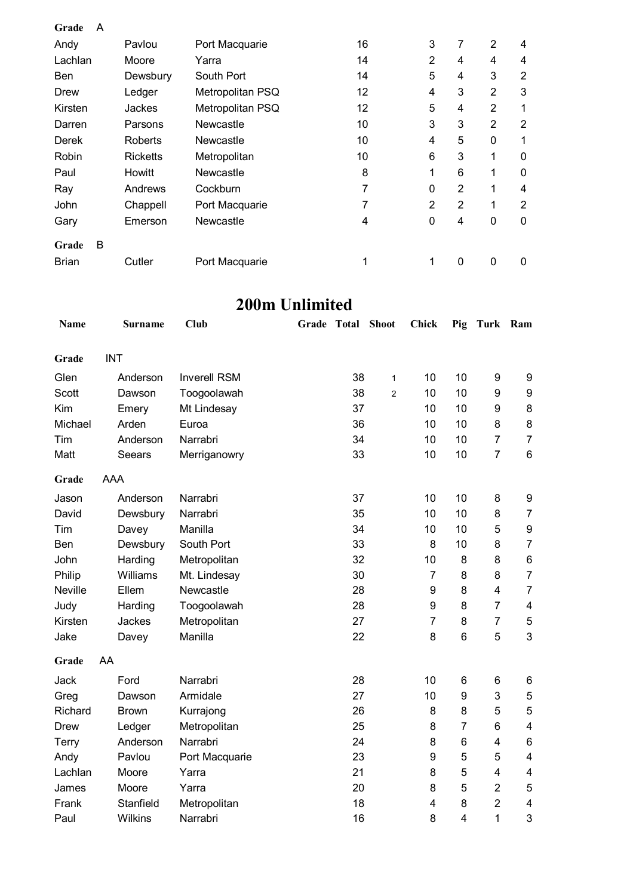| | | | | | | | | | |
|---|---|---|---|---|---|---|---|---|---|
| **Grade** | A | | | | | | | | |
| Andy | Pavlou | Port Macquarie | | 16 | | 3 | 7 | 2 | 4 |
| Lachlan | Moore | Yarra | | 14 | | 2 | 4 | 4 | 4 |
| Ben | Dewsbury | South Port | | 14 | | 5 | 4 | 3 | 2 |
| Drew | Ledger | Metropolitan PSQ | | 12 | | 4 | 3 | 2 | 3 |
| Kirsten | Jackes | Metropolitan PSQ | | 12 | | 5 | 4 | 2 | 1 |
| Darren | Parsons | Newcastle | | 10 | | 3 | 3 | 2 | 2 |
| Derek | Roberts | Newcastle | | 10 | | 4 | 5 | 0 | 1 |
| Robin | Ricketts | Metropolitan | | 10 | | 6 | 3 | 1 | 0 |
| Paul | Howitt | Newcastle | | 8 | | 1 | 6 | 1 | 0 |
| Ray | Andrews | Cockburn | | 7 | | 0 | 2 | 1 | 4 |
| John | Chappell | Port Macquarie | | 7 | | 2 | 2 | 1 | 2 |
| Gary | Emerson | Newcastle | | 4 | | 0 | 4 | 0 | 0 |
| **Grade** | B | | | | | | | | |
| Brian | Cutler | Port Macquarie | | 1 | | 1 | 0 | 0 | 0 |

# 200m Unlimited

| Name | Surname | Club | Grade | Total | Shoot | Chick | Pig | Turk | Ram |
|---|---|---|---|---|---|---|---|---|---|
| **Grade** | INT | | | | | | | | |
| Glen | Anderson | Inverell RSM | | 38 | 1 | 10 | 10 | 9 | 9 |
| Scott | Dawson | Toogoolawah | | 38 | 2 | 10 | 10 | 9 | 9 |
| Kim | Emery | Mt Lindesay | | 37 | | 10 | 10 | 9 | 8 |
| Michael | Arden | Euroa | | 36 | | 10 | 10 | 8 | 8 |
| Tim | Anderson | Narrabri | | 34 | | 10 | 10 | 7 | 7 |
| Matt | Seears | Merriganowry | | 33 | | 10 | 10 | 7 | 6 |
| **Grade** | AAA | | | | | | | | |
| Jason | Anderson | Narrabri | | 37 | | 10 | 10 | 8 | 9 |
| David | Dewsbury | Narrabri | | 35 | | 10 | 10 | 8 | 7 |
| Tim | Davey | Manilla | | 34 | | 10 | 10 | 5 | 9 |
| Ben | Dewsbury | South Port | | 33 | | 8 | 10 | 8 | 7 |
| John | Harding | Metropolitan | | 32 | | 10 | 8 | 8 | 6 |
| Philip | Williams | Mt. Lindesay | | 30 | | 7 | 8 | 8 | 7 |
| Neville | Ellem | Newcastle | | 28 | | 9 | 8 | 4 | 7 |
| Judy | Harding | Toogoolawah | | 28 | | 9 | 8 | 7 | 4 |
| Kirsten | Jackes | Metropolitan | | 27 | | 7 | 8 | 7 | 5 |
| Jake | Davey | Manilla | | 22 | | 8 | 6 | 5 | 3 |
| **Grade** | AA | | | | | | | | |
| Jack | Ford | Narrabri | | 28 | | 10 | 6 | 6 | 6 |
| Greg | Dawson | Armidale | | 27 | | 10 | 9 | 3 | 5 |
| Richard | Brown | Kurrajong | | 26 | | 8 | 8 | 5 | 5 |
| Drew | Ledger | Metropolitan | | 25 | | 8 | 7 | 6 | 4 |
| Terry | Anderson | Narrabri | | 24 | | 8 | 6 | 4 | 6 |
| Andy | Pavlou | Port Macquarie | | 23 | | 9 | 5 | 5 | 4 |
| Lachlan | Moore | Yarra | | 21 | | 8 | 5 | 4 | 4 |
| James | Moore | Yarra | | 20 | | 8 | 5 | 2 | 5 |
| Frank | Stanfield | Metropolitan | | 18 | | 4 | 8 | 2 | 4 |
| Paul | Wilkins | Narrabri | | 16 | | 8 | 4 | 1 | 3 |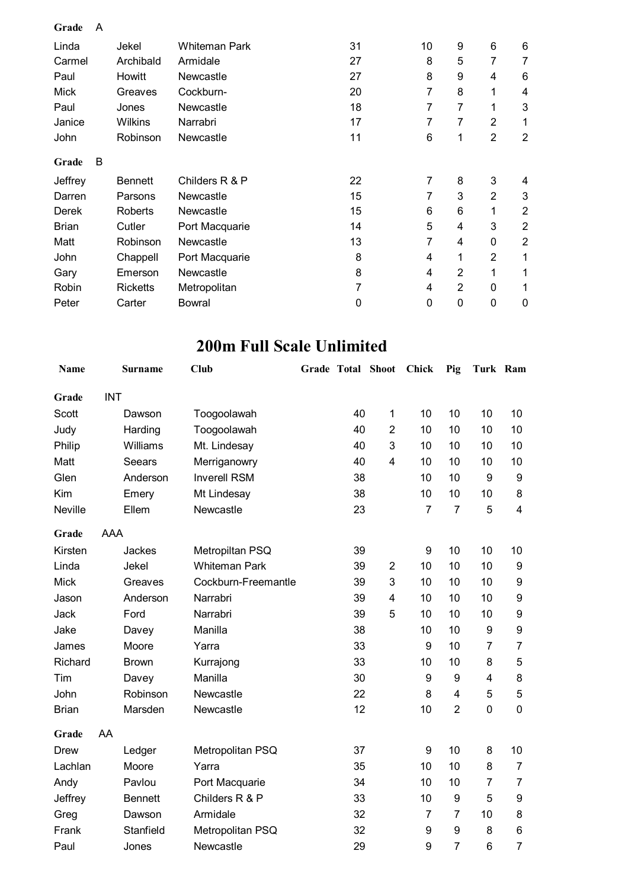**Grade** A

| | | | | | | | |
|---|---|---|---|---|---|---|---|
| Linda | Jekel | Whiteman Park | 31 | 10 | 9 | 6 | 6 |
| Carmel | Archibald | Armidale | 27 | 8 | 5 | 7 | 7 |
| Paul | Howitt | Newcastle | 27 | 8 | 9 | 4 | 6 |
| Mick | Greaves | Cockburn- | 20 | 7 | 8 | 1 | 4 |
| Paul | Jones | Newcastle | 18 | 7 | 7 | 1 | 3 |
| Janice | Wilkins | Narrabri | 17 | 7 | 7 | 2 | 1 |
| John | Robinson | Newcastle | 11 | 6 | 1 | 2 | 2 |

**Grade** B

| | | | | | | | |
|---|---|---|---|---|---|---|---|
| Jeffrey | Bennett | Childers R & P | 22 | 7 | 8 | 3 | 4 |
| Darren | Parsons | Newcastle | 15 | 7 | 3 | 2 | 3 |
| Derek | Roberts | Newcastle | 15 | 6 | 6 | 1 | 2 |
| Brian | Cutler | Port Macquarie | 14 | 5 | 4 | 3 | 2 |
| Matt | Robinson | Newcastle | 13 | 7 | 4 | 0 | 2 |
| John | Chappell | Port Macquarie | 8 | 4 | 1 | 2 | 1 |
| Gary | Emerson | Newcastle | 8 | 4 | 2 | 1 | 1 |
| Robin | Ricketts | Metropolitan | 7 | 4 | 2 | 0 | 1 |
| Peter | Carter | Bowral | 0 | 0 | 0 | 0 | 0 |

# 200m Full Scale Unlimited

| Name | Surname | Club | Grade | Total | Shoot | Chick | Pig | Turk | Ram |
|---|---|---|---|---|---|---|---|---|---|
| **Grade** INT | | | | | | | | | |
| Scott | Dawson | Toogoolawah | | 40 | 1 | 10 | 10 | 10 | 10 |
| Judy | Harding | Toogoolawah | | 40 | 2 | 10 | 10 | 10 | 10 |
| Philip | Williams | Mt. Lindesay | | 40 | 3 | 10 | 10 | 10 | 10 |
| Matt | Seears | Merriganowry | | 40 | 4 | 10 | 10 | 10 | 10 |
| Glen | Anderson | Inverell RSM | | 38 | | 10 | 10 | 9 | 9 |
| Kim | Emery | Mt Lindesay | | 38 | | 10 | 10 | 10 | 8 |
| Neville | Ellem | Newcastle | | 23 | | 7 | 7 | 5 | 4 |
| **Grade** AAA | | | | | | | | | |
| Kirsten | Jackes | Metropiltan PSQ | | 39 | | 9 | 10 | 10 | 10 |
| Linda | Jekel | Whiteman Park | | 39 | 2 | 10 | 10 | 10 | 9 |
| Mick | Greaves | Cockburn-Freemantle | | 39 | 3 | 10 | 10 | 10 | 9 |
| Jason | Anderson | Narrabri | | 39 | 4 | 10 | 10 | 10 | 9 |
| Jack | Ford | Narrabri | | 39 | 5 | 10 | 10 | 10 | 9 |
| Jake | Davey | Manilla | | 38 | | 10 | 10 | 9 | 9 |
| James | Moore | Yarra | | 33 | | 9 | 10 | 7 | 7 |
| Richard | Brown | Kurrajong | | 33 | | 10 | 10 | 8 | 5 |
| Tim | Davey | Manilla | | 30 | | 9 | 9 | 4 | 8 |
| John | Robinson | Newcastle | | 22 | | 8 | 4 | 5 | 5 |
| Brian | Marsden | Newcastle | | 12 | | 10 | 2 | 0 | 0 |
| **Grade** AA | | | | | | | | | |
| Drew | Ledger | Metropolitan PSQ | | 37 | | 9 | 10 | 8 | 10 |
| Lachlan | Moore | Yarra | | 35 | | 10 | 10 | 8 | 7 |
| Andy | Pavlou | Port Macquarie | | 34 | | 10 | 10 | 7 | 7 |
| Jeffrey | Bennett | Childers R & P | | 33 | | 10 | 9 | 5 | 9 |
| Greg | Dawson | Armidale | | 32 | | 7 | 7 | 10 | 8 |
| Frank | Stanfield | Metropolitan PSQ | | 32 | | 9 | 9 | 8 | 6 |
| Paul | Jones | Newcastle | | 29 | | 9 | 7 | 6 | 7 |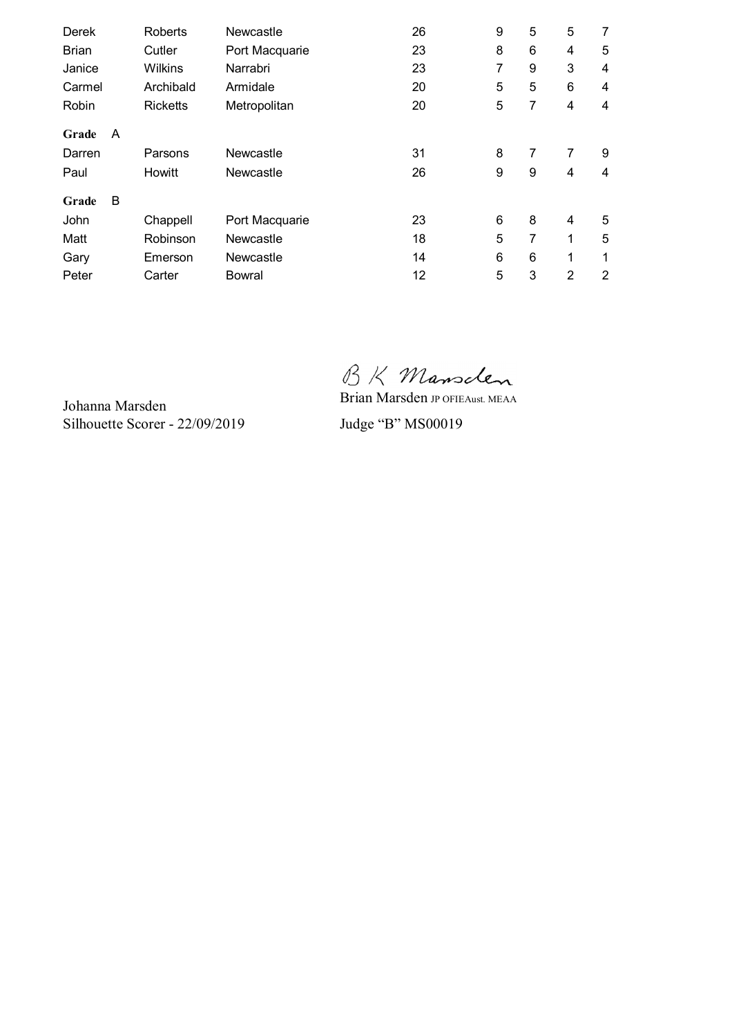| | | | | | | | |
|---|---|---|---|---|---|---|---|
| Derek | Roberts | Newcastle | 26 | 9 | 5 | 5 | 7 |
| Brian | Cutler | Port Macquarie | 23 | 8 | 6 | 4 | 5 |
| Janice | Wilkins | Narrabri | 23 | 7 | 9 | 3 | 4 |
| Carmel | Archibald | Armidale | 20 | 5 | 5 | 6 | 4 |
| Robin | Ricketts | Metropolitan | 20 | 5 | 7 | 4 | 4 |
| **Grade** A | | | | | | | |
| Darren | Parsons | Newcastle | 31 | 8 | 7 | 7 | 9 |
| Paul | Howitt | Newcastle | 26 | 9 | 9 | 4 | 4 |
| **Grade** B | | | | | | | |
| John | Chappell | Port Macquarie | 23 | 6 | 8 | 4 | 5 |
| Matt | Robinson | Newcastle | 18 | 5 | 7 | 1 | 5 |
| Gary | Emerson | Newcastle | 14 | 6 | 6 | 1 | 1 |
| Peter | Carter | Bowral | 12 | 5 | 3 | 2 | 2 |

B K Marsden

Johanna Marsden
Silhouette Scorer - 22/09/2019

Brian Marsden JP OFIEAust. MEAA
Judge "B" MS00019